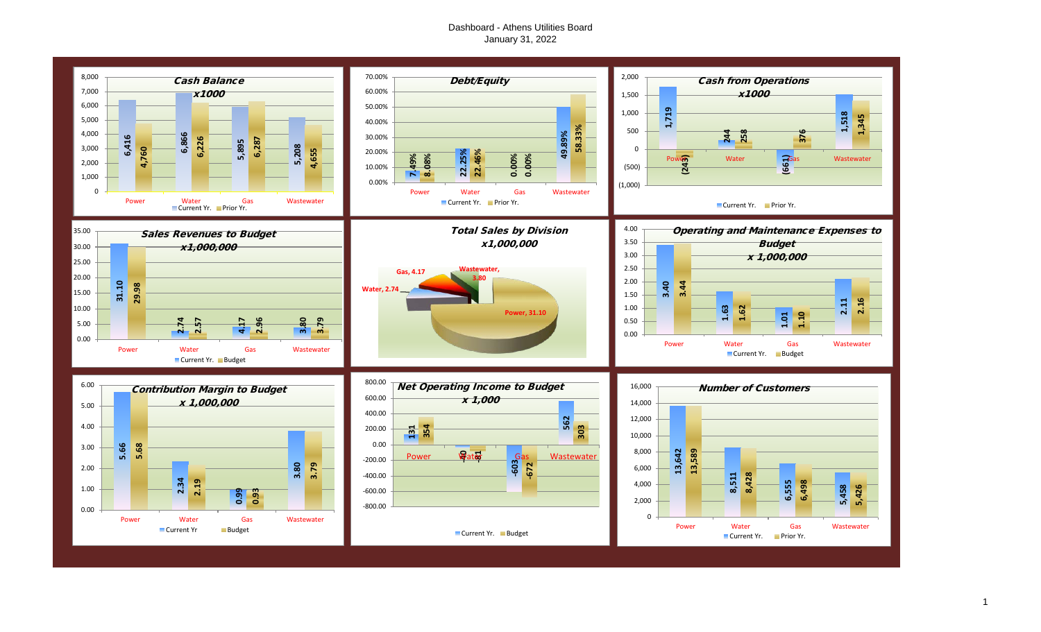# Dashboard - Athens Utilities Board

January 31, 2022

## Cash Balance x1000

| | Current Yr. | Prior Yr. |
|---|---|---|
| Power | 6,416 | 4,760 |
| Water | 6,866 | 6,226 |
| Gas | 5,895 | 6,287 |
| Wastewater | 5,208 | 4,655 |

## Debt/Equity

| | Current Yr. | Prior Yr. |
|---|---|---|
| Power | 7.49% | 8.08% |
| Water | 22.25% | 22.46% |
| Gas | 0.00% | 0.00% |
| Wastewater | 49.89% | 58.33% |

## Cash from Operations x1000

| | Current Yr. | Prior Yr. |
|---|---|---|
| Power | 1,719 | (243) |
| Water | 244 | 258 |
| Gas | (661) | 376 |
| Wastewater | 1,518 | 1,345 |

## Sales Revenues to Budget x1,000,000

| | Current Yr. | Budget |
|---|---|---|
| Power | 31.10 | 29.98 |
| Water | 2.74 | 2.57 |
| Gas | 4.17 | 2.96 |
| Wastewater | 3.80 | 3.79 |

## Total Sales by Division x1,000,000

| Division | Sales |
|---|---|
| Power | 31.10 |
| Water | 2.74 |
| Gas | 4.17 |
| Wastewater | 3.80 |

## Operating and Maintenance Expenses to Budget x 1,000,000

| | Current Yr. | Budget |
|---|---|---|
| Power | 3.40 | 3.44 |
| Water | 1.63 | 1.62 |
| Gas | 1.01 | 1.10 |
| Wastewater | 2.11 | 2.16 |

## Contribution Margin to Budget x 1,000,000

| | Current Yr | Budget |
|---|---|---|
| Power | 5.66 | 5.68 |
| Water | 2.34 | 2.19 |
| Gas | 0.99 | 0.93 |
| Wastewater | 3.80 | 3.79 |

## Net Operating Income to Budget x 1,000

| | Current Yr. | Budget |
|---|---|---|
| Power | 131 | 354 |
| Water | -40 | -81 |
| Gas | -603 | -672 |
| Wastewater | 562 | 303 |

## Number of Customers

| | Current Yr. | Prior Yr. |
|---|---|---|
| Power | 13,642 | 13,589 |
| Water | 8,511 | 8,428 |
| Gas | 6,555 | 6,498 |
| Wastewater | 5,458 | 5,426 |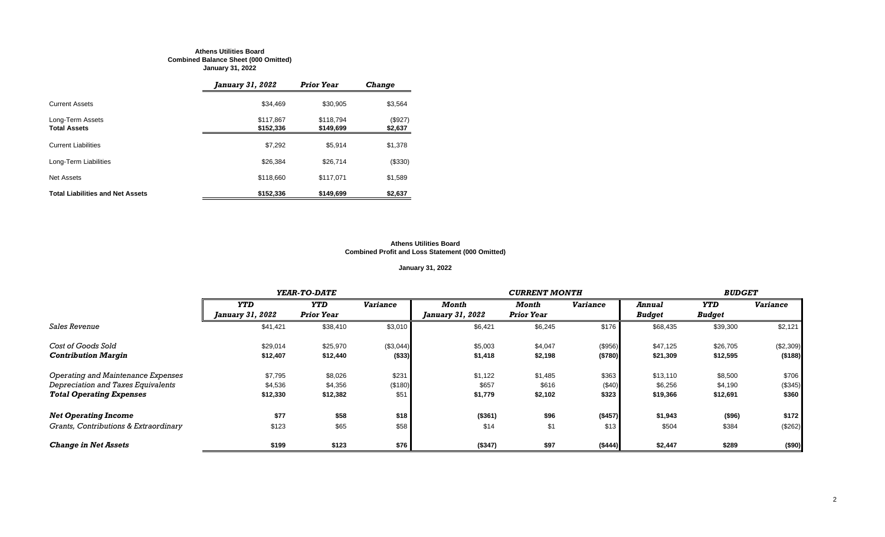**Athens Utilities Board**
**Combined Balance Sheet (000 Omitted)**
**January 31, 2022**

| | *January 31, 2022* | *Prior Year* | *Change* |
|---|---|---|---|
| Current Assets | $34,469 | $30,905 | $3,564 |
| Long-Term Assets | $117,867 | $118,794 | ($927) |
| **Total Assets** | **$152,336** | **$149,699** | **$2,637** |
| Current Liabilities | $7,292 | $5,914 | $1,378 |
| Long-Term Liabilities | $26,384 | $26,714 | ($330) |
| Net Assets | $118,660 | $117,071 | $1,589 |
| **Total Liabilities and Net Assets** | **$152,336** | **$149,699** | **$2,637** |

**Athens Utilities Board**
**Combined Profit and Loss Statement (000 Omitted)**

**January 31, 2022**

| | *YEAR-TO-DATE* | | | *CURRENT MONTH* | | | *BUDGET* | | |
|---|---|---|---|---|---|---|---|---|---|
| | *YTD January 31, 2022* | *YTD Prior Year* | *Variance* | *Month January 31, 2022* | *Month Prior Year* | *Variance* | *Annual Budget* | *YTD Budget* | *Variance* |
| *Sales Revenue* | $41,421 | $38,410 | $3,010 | $6,421 | $6,245 | $176 | $68,435 | $39,300 | $2,121 |
| *Cost of Goods Sold* | $29,014 | $25,970 | ($3,044) | $5,003 | $4,047 | ($956) | $47,125 | $26,705 | ($2,309) |
| ***Contribution Margin*** | **$12,407** | **$12,440** | **($33)** | **$1,418** | **$2,198** | **($780)** | **$21,309** | **$12,595** | **($188)** |
| *Operating and Maintenance Expenses* | $7,795 | $8,026 | $231 | $1,122 | $1,485 | $363 | $13,110 | $8,500 | $706 |
| *Depreciation and Taxes Equivalents* | $4,536 | $4,356 | ($180) | $657 | $616 | ($40) | $6,256 | $4,190 | ($345) |
| ***Total Operating Expenses*** | **$12,330** | **$12,382** | **$51** | **$1,779** | **$2,102** | **$323** | **$19,366** | **$12,691** | **$360** |
| ***Net Operating Income*** | **$77** | **$58** | **$18** | **($361)** | **$96** | **($457)** | **$1,943** | **($96)** | **$172** |
| *Grants, Contributions & Extraordinary* | $123 | $65 | $58 | $14 | $1 | $13 | $504 | $384 | ($262) |
| ***Change in Net Assets*** | **$199** | **$123** | **$76** | **($347)** | **$97** | **($444)** | **$2,447** | **$289** | **($90)** |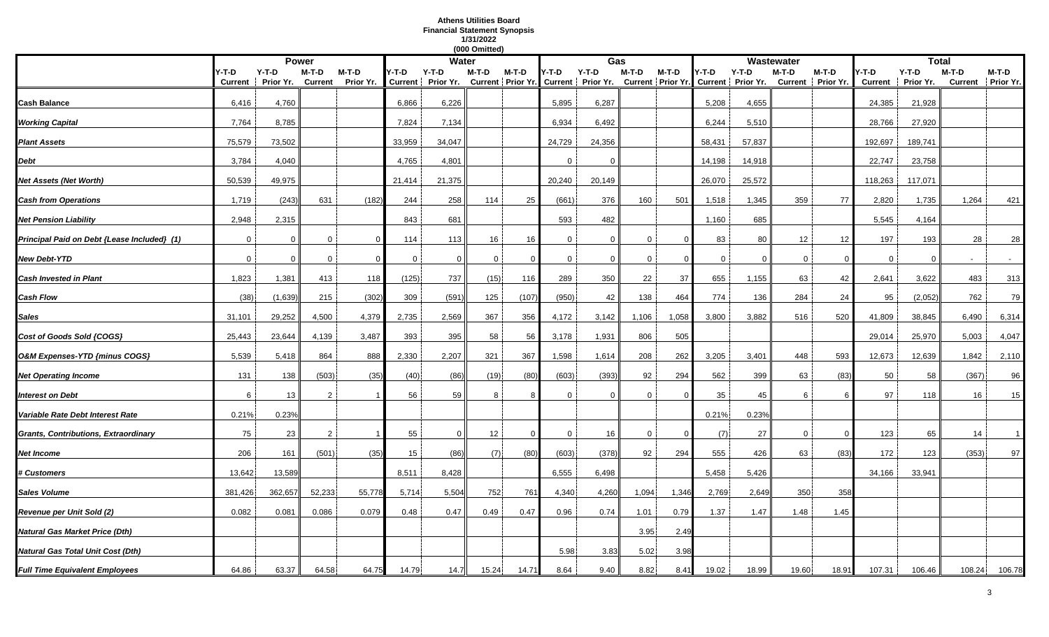**Athens Utilities Board**
**Financial Statement Synopsis**
**1/31/2022**
**(000 Omitted)**

| | Power | | | | Water | | | | Gas | | | | Wastewater | | | | Total | | | |
|---|---|---|---|---|---|---|---|---|---|---|---|---|---|---|---|---|---|---|---|---|
| | Y-T-D Current | Y-T-D Prior Yr. | M-T-D Current | M-T-D Prior Yr. | Y-T-D Current | Y-T-D Prior Yr. | M-T-D Current | M-T-D Prior Yr. | Y-T-D Current | Y-T-D Prior Yr. | M-T-D Current | M-T-D Prior Yr. | Y-T-D Current | Y-T-D Prior Yr. | M-T-D Current | M-T-D Prior Yr. | Y-T-D Current | Y-T-D Prior Yr. | M-T-D Current | M-T-D Prior Yr. |
| **Cash Balance** | 6,416 | 4,760 | | | 6,866 | 6,226 | | | 5,895 | 6,287 | | | 5,208 | 4,655 | | | 24,385 | 21,928 | | |
| ***Working Capital*** | 7,764 | 8,785 | | | 7,824 | 7,134 | | | 6,934 | 6,492 | | | 6,244 | 5,510 | | | 28,766 | 27,920 | | |
| ***Plant Assets*** | 75,579 | 73,502 | | | 33,959 | 34,047 | | | 24,729 | 24,356 | | | 58,431 | 57,837 | | | 192,697 | 189,741 | | |
| ***Debt*** | 3,784 | 4,040 | | | 4,765 | 4,801 | | | 0 | 0 | | | 14,198 | 14,918 | | | 22,747 | 23,758 | | |
| ***Net Assets (Net Worth)*** | 50,539 | 49,975 | | | 21,414 | 21,375 | | | 20,240 | 20,149 | | | 26,070 | 25,572 | | | 118,263 | 117,071 | | |
| ***Cash from Operations*** | 1,719 | (243) | 631 | (182) | 244 | 258 | 114 | 25 | (661) | 376 | 160 | 501 | 1,518 | 1,345 | 359 | 77 | 2,820 | 1,735 | 1,264 | 421 |
| ***Net Pension Liability*** | 2,948 | 2,315 | | | 843 | 681 | | | 593 | 482 | | | 1,160 | 685 | | | 5,545 | 4,164 | | |
| ***Principal Paid on Debt {Lease Included} (1)*** | 0 | 0 | 0 | 0 | 114 | 113 | 16 | 16 | 0 | 0 | 0 | 0 | 83 | 80 | 12 | 12 | 197 | 193 | 28 | 28 |
| ***New Debt-YTD*** | 0 | 0 | 0 | 0 | 0 | 0 | 0 | 0 | 0 | 0 | 0 | 0 | 0 | 0 | 0 | 0 | 0 | 0 | - | - |
| ***Cash Invested in Plant*** | 1,823 | 1,381 | 413 | 118 | (125) | 737 | (15) | 116 | 289 | 350 | 22 | 37 | 655 | 1,155 | 63 | 42 | 2,641 | 3,622 | 483 | 313 |
| ***Cash Flow*** | (38) | (1,639) | 215 | (302) | 309 | (591) | 125 | (107) | (950) | 42 | 138 | 464 | 774 | 136 | 284 | 24 | 95 | (2,052) | 762 | 79 |
| ***Sales*** | 31,101 | 29,252 | 4,500 | 4,379 | 2,735 | 2,569 | 367 | 356 | 4,172 | 3,142 | 1,106 | 1,058 | 3,800 | 3,882 | 516 | 520 | 41,809 | 38,845 | 6,490 | 6,314 |
| ***Cost of Goods Sold {COGS}*** | 25,443 | 23,644 | 4,139 | 3,487 | 393 | 395 | 58 | 56 | 3,178 | 1,931 | 806 | 505 | | | | | 29,014 | 25,970 | 5,003 | 4,047 |
| ***O&M Expenses-YTD {minus COGS}*** | 5,539 | 5,418 | 864 | 888 | 2,330 | 2,207 | 321 | 367 | 1,598 | 1,614 | 208 | 262 | 3,205 | 3,401 | 448 | 593 | 12,673 | 12,639 | 1,842 | 2,110 |
| ***Net Operating Income*** | 131 | 138 | (503) | (35) | (40) | (86) | (19) | (80) | (603) | (393) | 92 | 294 | 562 | 399 | 63 | (83) | 50 | 58 | (367) | 96 |
| ***Interest on Debt*** | 6 | 13 | 2 | 1 | 56 | 59 | 8 | 8 | 0 | 0 | 0 | 0 | 35 | 45 | 6 | 6 | 97 | 118 | 16 | 15 |
| ***Variable Rate Debt Interest Rate*** | 0.21% | 0.23% | | | | | | | | | | | 0.21% | 0.23% | | | | | | |
| ***Grants, Contributions, Extraordinary*** | 75 | 23 | 2 | 1 | 55 | 0 | 12 | 0 | 0 | 16 | 0 | 0 | (7) | 27 | 0 | 0 | 123 | 65 | 14 | 1 |
| ***Net Income*** | 206 | 161 | (501) | (35) | 15 | (86) | (7) | (80) | (603) | (378) | 92 | 294 | 555 | 426 | 63 | (83) | 172 | 123 | (353) | 97 |
| ***# Customers*** | 13,642 | 13,589 | | | 8,511 | 8,428 | | | 6,555 | 6,498 | | | 5,458 | 5,426 | | | 34,166 | 33,941 | | |
| ***Sales Volume*** | 381,426 | 362,657 | 52,233 | 55,778 | 5,714 | 5,504 | 752 | 761 | 4,340 | 4,260 | 1,094 | 1,346 | 2,769 | 2,649 | 350 | 358 | | | | |
| ***Revenue per Unit Sold (2)*** | 0.082 | 0.081 | 0.086 | 0.079 | 0.48 | 0.47 | 0.49 | 0.47 | 0.96 | 0.74 | 1.01 | 0.79 | 1.37 | 1.47 | 1.48 | 1.45 | | | | |
| ***Natural Gas Market Price (Dth)*** | | | | | | | | | | | 3.95 | 2.49 | | | | | | | | |
| ***Natural Gas Total Unit Cost (Dth)*** | | | | | | | | | 5.98 | 3.83 | 5.02 | 3.98 | | | | | | | | |
| ***Full Time Equivalent Employees*** | 64.86 | 63.37 | 64.58 | 64.75 | 14.79 | 14.7 | 15.24 | 14.71 | 8.64 | 9.40 | 8.82 | 8.41 | 19.02 | 18.99 | 19.60 | 18.91 | 107.31 | 106.46 | 108.24 | 106.78 |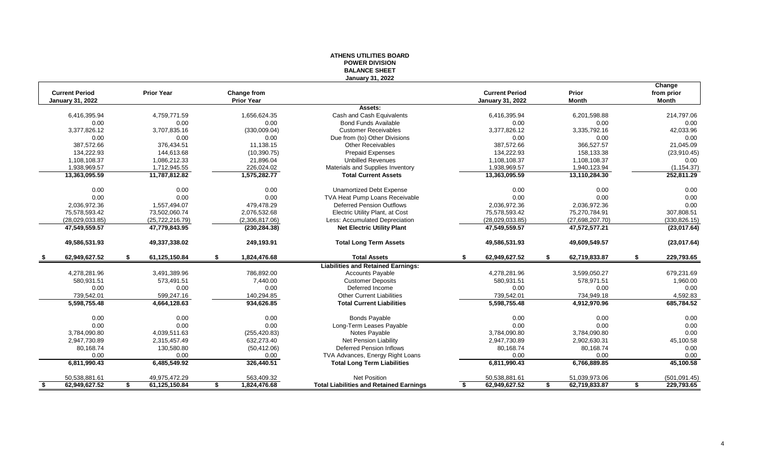**ATHENS UTILITIES BOARD**
**POWER DIVISION**
**BALANCE SHEET**
**January 31, 2022**

| Current Period January 31, 2022 | Prior Year | Change from Prior Year | | Current Period January 31, 2022 | Prior Month | Change from prior Month |
|---|---|---|---|---|---|---|
| | | | **Assets:** | | | |
| 6,416,395.94 | 4,759,771.59 | 1,656,624.35 | Cash and Cash Equivalents | 6,416,395.94 | 6,201,598.88 | 214,797.06 |
| 0.00 | 0.00 | 0.00 | Bond Funds Available | 0.00 | 0.00 | 0.00 |
| 3,377,826.12 | 3,707,835.16 | (330,009.04) | Customer Receivables | 3,377,826.12 | 3,335,792.16 | 42,033.96 |
| 0.00 | 0.00 | 0.00 | Due from (to) Other Divisions | 0.00 | 0.00 | 0.00 |
| 387,572.66 | 376,434.51 | 11,138.15 | Other Receivables | 387,572.66 | 366,527.57 | 21,045.09 |
| 134,222.93 | 144,613.68 | (10,390.75) | Prepaid Expenses | 134,222.93 | 158,133.38 | (23,910.45) |
| 1,108,108.37 | 1,086,212.33 | 21,896.04 | Unbilled Revenues | 1,108,108.37 | 1,108,108.37 | 0.00 |
| 1,938,969.57 | 1,712,945.55 | 226,024.02 | Materials and Supplies Inventory | 1,938,969.57 | 1,940,123.94 | (1,154.37) |
| **13,363,095.59** | **11,787,812.82** | **1,575,282.77** | **Total Current Assets** | **13,363,095.59** | **13,110,284.30** | **252,811.29** |
| 0.00 | 0.00 | 0.00 | Unamortized Debt Expense | 0.00 | 0.00 | 0.00 |
| 0.00 | 0.00 | 0.00 | TVA Heat Pump Loans Receivable | 0.00 | 0.00 | 0.00 |
| 2,036,972.36 | 1,557,494.07 | 479,478.29 | Deferred Pension Outflows | 2,036,972.36 | 2,036,972.36 | 0.00 |
| 75,578,593.42 | 73,502,060.74 | 2,076,532.68 | Electric Utility Plant, at Cost | 75,578,593.42 | 75,270,784.91 | 307,808.51 |
| (28,029,033.85) | (25,722,216.79) | (2,306,817.06) | Less: Accumulated Depreciation | (28,029,033.85) | (27,698,207.70) | (330,826.15) |
| **47,549,559.57** | **47,779,843.95** | **(230,284.38)** | **Net Electric Utility Plant** | **47,549,559.57** | **47,572,577.21** | **(23,017.64)** |
| **49,586,531.93** | **49,337,338.02** | **249,193.91** | **Total Long Term Assets** | **49,586,531.93** | **49,609,549.57** | **(23,017.64)** |
| **$ 62,949,627.52** | **$ 61,125,150.84** | **$ 1,824,476.68** | **Total Assets** | **$ 62,949,627.52** | **$ 62,719,833.87** | **$ 229,793.65** |
| | | | **Liabilities and Retained Earnings:** | | | |
| 4,278,281.96 | 3,491,389.96 | 786,892.00 | Accounts Payable | 4,278,281.96 | 3,599,050.27 | 679,231.69 |
| 580,931.51 | 573,491.51 | 7,440.00 | Customer Deposits | 580,931.51 | 578,971.51 | 1,960.00 |
| 0.00 | 0.00 | 0.00 | Deferred Income | 0.00 | 0.00 | 0.00 |
| 739,542.01 | 599,247.16 | 140,294.85 | Other Current Liabilities | 739,542.01 | 734,949.18 | 4,592.83 |
| **5,598,755.48** | **4,664,128.63** | **934,626.85** | **Total Current Liabilities** | **5,598,755.48** | **4,912,970.96** | **685,784.52** |
| 0.00 | 0.00 | 0.00 | Bonds Payable | 0.00 | 0.00 | 0.00 |
| 0.00 | 0.00 | 0.00 | Long-Term Leases Payable | 0.00 | 0.00 | 0.00 |
| 3,784,090.80 | 4,039,511.63 | (255,420.83) | Notes Payable | 3,784,090.80 | 3,784,090.80 | 0.00 |
| 2,947,730.89 | 2,315,457.49 | 632,273.40 | Net Pension Liability | 2,947,730.89 | 2,902,630.31 | 45,100.58 |
| 80,168.74 | 130,580.80 | (50,412.06) | Deferred Pension Inflows | 80,168.74 | 80,168.74 | 0.00 |
| 0.00 | 0.00 | 0.00 | TVA Advances, Energy Right Loans | 0.00 | 0.00 | 0.00 |
| **6,811,990.43** | **6,485,549.92** | **326,440.51** | **Total Long Term Liabilities** | **6,811,990.43** | **6,766,889.85** | **45,100.58** |
| 50,538,881.61 | 49,975,472.29 | 563,409.32 | Net Position | 50,538,881.61 | 51,039,973.06 | (501,091.45) |
| **$ 62,949,627.52** | **$ 61,125,150.84** | **$ 1,824,476.68** | **Total Liabilities and Retained Earnings** | **$ 62,949,627.52** | **$ 62,719,833.87** | **$ 229,793.65** |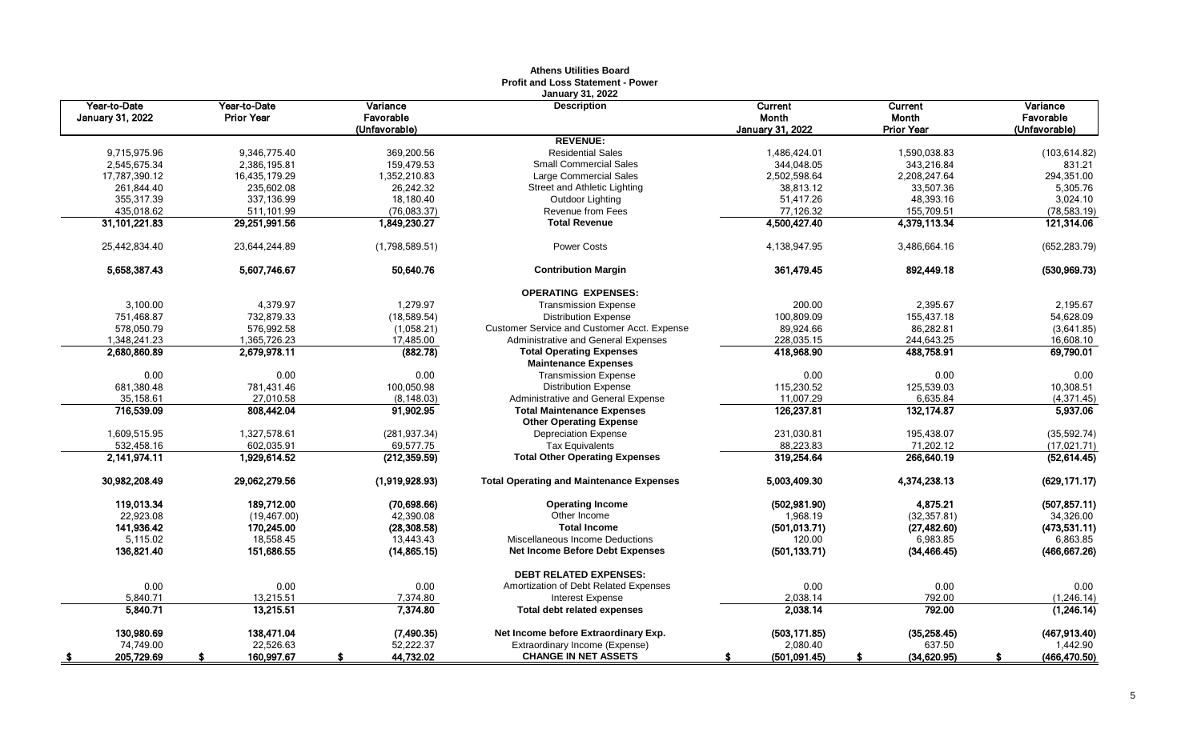# Athens Utilities Board

## Profit and Loss Statement - Power

### January 31, 2022

| Year-to-Date January 31, 2022 | Year-to-Date Prior Year | Variance Favorable (Unfavorable) | Description | Current Month January 31, 2022 | Current Month Prior Year | Variance Favorable (Unfavorable) |
|---|---|---|---|---|---|---|
| | | | **REVENUE:** | | | |
| 9,715,975.96 | 9,346,775.40 | 369,200.56 | Residential Sales | 1,486,424.01 | 1,590,038.83 | (103,614.82) |
| 2,545,675.34 | 2,386,195.81 | 159,479.53 | Small Commercial Sales | 344,048.05 | 343,216.84 | 831.21 |
| 17,787,390.12 | 16,435,179.29 | 1,352,210.83 | Large Commercial Sales | 2,502,598.64 | 2,208,247.64 | 294,351.00 |
| 261,844.40 | 235,602.08 | 26,242.32 | Street and Athletic Lighting | 38,813.12 | 33,507.36 | 5,305.76 |
| 355,317.39 | 337,136.99 | 18,180.40 | Outdoor Lighting | 51,417.26 | 48,393.16 | 3,024.10 |
| 435,018.62 | 511,101.99 | (76,083.37) | Revenue from Fees | 77,126.32 | 155,709.51 | (78,583.19) |
| **31,101,221.83** | **29,251,991.56** | **1,849,230.27** | **Total Revenue** | **4,500,427.40** | **4,379,113.34** | **121,314.06** |
| 25,442,834.40 | 23,644,244.89 | (1,798,589.51) | Power Costs | 4,138,947.95 | 3,486,664.16 | (652,283.79) |
| **5,658,387.43** | **5,607,746.67** | **50,640.76** | **Contribution Margin** | **361,479.45** | **892,449.18** | **(530,969.73)** |
| | | | **OPERATING EXPENSES:** | | | |
| 3,100.00 | 4,379.97 | 1,279.97 | Transmission Expense | 200.00 | 2,395.67 | 2,195.67 |
| 751,468.87 | 732,879.33 | (18,589.54) | Distribution Expense | 100,809.09 | 155,437.18 | 54,628.09 |
| 578,050.79 | 576,992.58 | (1,058.21) | Customer Service and Customer Acct. Expense | 89,924.66 | 86,282.81 | (3,641.85) |
| 1,348,241.23 | 1,365,726.23 | 17,485.00 | Administrative and General Expenses | 228,035.15 | 244,643.25 | 16,608.10 |
| **2,680,860.89** | **2,679,978.11** | **(882.78)** | **Total Operating Expenses** | **418,968.90** | **488,758.91** | **69,790.01** |
| | | | **Maintenance Expenses** | | | |
| 0.00 | 0.00 | 0.00 | Transmission Expense | 0.00 | 0.00 | 0.00 |
| 681,380.48 | 781,431.46 | 100,050.98 | Distribution Expense | 115,230.52 | 125,539.03 | 10,308.51 |
| 35,158.61 | 27,010.58 | (8,148.03) | Administrative and General Expense | 11,007.29 | 6,635.84 | (4,371.45) |
| **716,539.09** | **808,442.04** | **91,902.95** | **Total Maintenance Expenses** | **126,237.81** | **132,174.87** | **5,937.06** |
| | | | **Other Operating Expense** | | | |
| 1,609,515.95 | 1,327,578.61 | (281,937.34) | Depreciation Expense | 231,030.81 | 195,438.07 | (35,592.74) |
| 532,458.16 | 602,035.91 | 69,577.75 | Tax Equivalents | 88,223.83 | 71,202.12 | (17,021.71) |
| **2,141,974.11** | **1,929,614.52** | **(212,359.59)** | **Total Other Operating Expenses** | **319,254.64** | **266,640.19** | **(52,614.45)** |
| **30,982,208.49** | **29,062,279.56** | **(1,919,928.93)** | **Total Operating and Maintenance Expenses** | **5,003,409.30** | **4,374,238.13** | **(629,171.17)** |
| **119,013.34** | **189,712.00** | **(70,698.66)** | **Operating Income** | **(502,981.90)** | **4,875.21** | **(507,857.11)** |
| 22,923.08 | (19,467.00) | 42,390.08 | Other Income | 1,968.19 | (32,357.81) | 34,326.00 |
| **141,936.42** | **170,245.00** | **(28,308.58)** | **Total Income** | **(501,013.71)** | **(27,482.60)** | **(473,531.11)** |
| 5,115.02 | 18,558.45 | 13,443.43 | Miscellaneous Income Deductions | 120.00 | 6,983.85 | 6,863.85 |
| **136,821.40** | **151,686.55** | **(14,865.15)** | **Net Income Before Debt Expenses** | **(501,133.71)** | **(34,466.45)** | **(466,667.26)** |
| | | | **DEBT RELATED EXPENSES:** | | | |
| 0.00 | 0.00 | 0.00 | Amortization of Debt Related Expenses | 0.00 | 0.00 | 0.00 |
| 5,840.71 | 13,215.51 | 7,374.80 | Interest Expense | 2,038.14 | 792.00 | (1,246.14) |
| **5,840.71** | **13,215.51** | **7,374.80** | **Total debt related expenses** | **2,038.14** | **792.00** | **(1,246.14)** |
| **130,980.69** | **138,471.04** | **(7,490.35)** | **Net Income before Extraordinary Exp.** | **(503,171.85)** | **(35,258.45)** | **(467,913.40)** |
| 74,749.00 | 22,526.63 | 52,222.37 | Extraordinary Income (Expense) | 2,080.40 | 637.50 | 1,442.90 |
| **$ 205,729.69** | **$ 160,997.67** | **$ 44,732.02** | **CHANGE IN NET ASSETS** | **$ (501,091.45)** | **$ (34,620.95)** | **$ (466,470.50)** |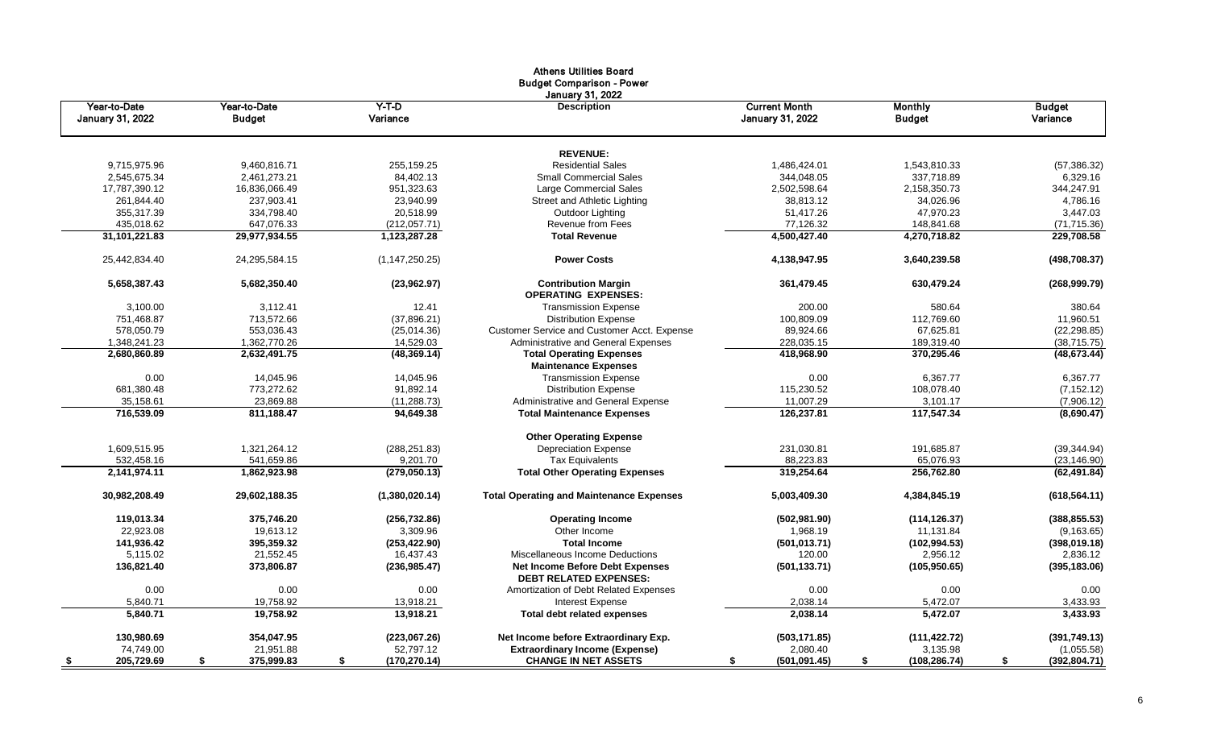# Athens Utilities Board
## Budget Comparison - Power
### January 31, 2022

| Year-to-Date January 31, 2022 | Year-to-Date Budget | Y-T-D Variance | Description | Current Month January 31, 2022 | Monthly Budget | Budget Variance |
|---|---|---|---|---|---|---|
| | | | **REVENUE:** | | | |
| 9,715,975.96 | 9,460,816.71 | 255,159.25 | Residential Sales | 1,486,424.01 | 1,543,810.33 | (57,386.32) |
| 2,545,675.34 | 2,461,273.21 | 84,402.13 | Small Commercial Sales | 344,048.05 | 337,718.89 | 6,329.16 |
| 17,787,390.12 | 16,836,066.49 | 951,323.63 | Large Commercial Sales | 2,502,598.64 | 2,158,350.73 | 344,247.91 |
| 261,844.40 | 237,903.41 | 23,940.99 | Street and Athletic Lighting | 38,813.12 | 34,026.96 | 4,786.16 |
| 355,317.39 | 334,798.40 | 20,518.99 | Outdoor Lighting | 51,417.26 | 47,970.23 | 3,447.03 |
| 435,018.62 | 647,076.33 | (212,057.71) | Revenue from Fees | 77,126.32 | 148,841.68 | (71,715.36) |
| **31,101,221.83** | **29,977,934.55** | **1,123,287.28** | **Total Revenue** | **4,500,427.40** | **4,270,718.82** | **229,708.58** |
| 25,442,834.40 | 24,295,584.15 | (1,147,250.25) | **Power Costs** | **4,138,947.95** | **3,640,239.58** | **(498,708.37)** |
| **5,658,387.43** | **5,682,350.40** | **(23,962.97)** | **Contribution Margin** | **361,479.45** | **630,479.24** | **(268,999.79)** |
| | | | **OPERATING EXPENSES:** | | | |
| 3,100.00 | 3,112.41 | 12.41 | Transmission Expense | 200.00 | 580.64 | 380.64 |
| 751,468.87 | 713,572.66 | (37,896.21) | Distribution Expense | 100,809.09 | 112,769.60 | 11,960.51 |
| 578,050.79 | 553,036.43 | (25,014.36) | Customer Service and Customer Acct. Expense | 89,924.66 | 67,625.81 | (22,298.85) |
| 1,348,241.23 | 1,362,770.26 | 14,529.03 | Administrative and General Expenses | 228,035.15 | 189,319.40 | (38,715.75) |
| **2,680,860.89** | **2,632,491.75** | **(48,369.14)** | **Total Operating Expenses** | **418,968.90** | **370,295.46** | **(48,673.44)** |
| | | | **Maintenance Expenses** | | | |
| 0.00 | 14,045.96 | 14,045.96 | Transmission Expense | 0.00 | 6,367.77 | 6,367.77 |
| 681,380.48 | 773,272.62 | 91,892.14 | Distribution Expense | 115,230.52 | 108,078.40 | (7,152.12) |
| 35,158.61 | 23,869.88 | (11,288.73) | Administrative and General Expense | 11,007.29 | 3,101.17 | (7,906.12) |
| **716,539.09** | **811,188.47** | **94,649.38** | **Total Maintenance Expenses** | **126,237.81** | **117,547.34** | **(8,690.47)** |
| | | | **Other Operating Expense** | | | |
| 1,609,515.95 | 1,321,264.12 | (288,251.83) | Depreciation Expense | 231,030.81 | 191,685.87 | (39,344.94) |
| 532,458.16 | 541,659.86 | 9,201.70 | Tax Equivalents | 88,223.83 | 65,076.93 | (23,146.90) |
| **2,141,974.11** | **1,862,923.98** | **(279,050.13)** | **Total Other Operating Expenses** | **319,254.64** | **256,762.80** | **(62,491.84)** |
| **30,982,208.49** | **29,602,188.35** | **(1,380,020.14)** | **Total Operating and Maintenance Expenses** | **5,003,409.30** | **4,384,845.19** | **(618,564.11)** |
| **119,013.34** | **375,746.20** | **(256,732.86)** | **Operating Income** | **(502,981.90)** | **(114,126.37)** | **(388,855.53)** |
| 22,923.08 | 19,613.12 | 3,309.96 | Other Income | 1,968.19 | 11,131.84 | (9,163.65) |
| **141,936.42** | **395,359.32** | **(253,422.90)** | **Total Income** | **(501,013.71)** | **(102,994.53)** | **(398,019.18)** |
| 5,115.02 | 21,552.45 | 16,437.43 | Miscellaneous Income Deductions | 120.00 | 2,956.12 | 2,836.12 |
| **136,821.40** | **373,806.87** | **(236,985.47)** | **Net Income Before Debt Expenses** | **(501,133.71)** | **(105,950.65)** | **(395,183.06)** |
| | | | **DEBT RELATED EXPENSES:** | | | |
| 0.00 | 0.00 | 0.00 | Amortization of Debt Related Expenses | 0.00 | 0.00 | 0.00 |
| 5,840.71 | 19,758.92 | 13,918.21 | Interest Expense | 2,038.14 | 5,472.07 | 3,433.93 |
| **5,840.71** | **19,758.92** | **13,918.21** | **Total debt related expenses** | **2,038.14** | **5,472.07** | **3,433.93** |
| **130,980.69** | **354,047.95** | **(223,067.26)** | **Net Income before Extraordinary Exp.** | **(503,171.85)** | **(111,422.72)** | **(391,749.13)** |
| 74,749.00 | 21,951.88 | 52,797.12 | **Extraordinary Income (Expense)** | 2,080.40 | 3,135.98 | (1,055.58) |
| **$ 205,729.69** | **$ 375,999.83** | **$ (170,270.14)** | **CHANGE IN NET ASSETS** | **$ (501,091.45)** | **$ (108,286.74)** | **$ (392,804.71)** |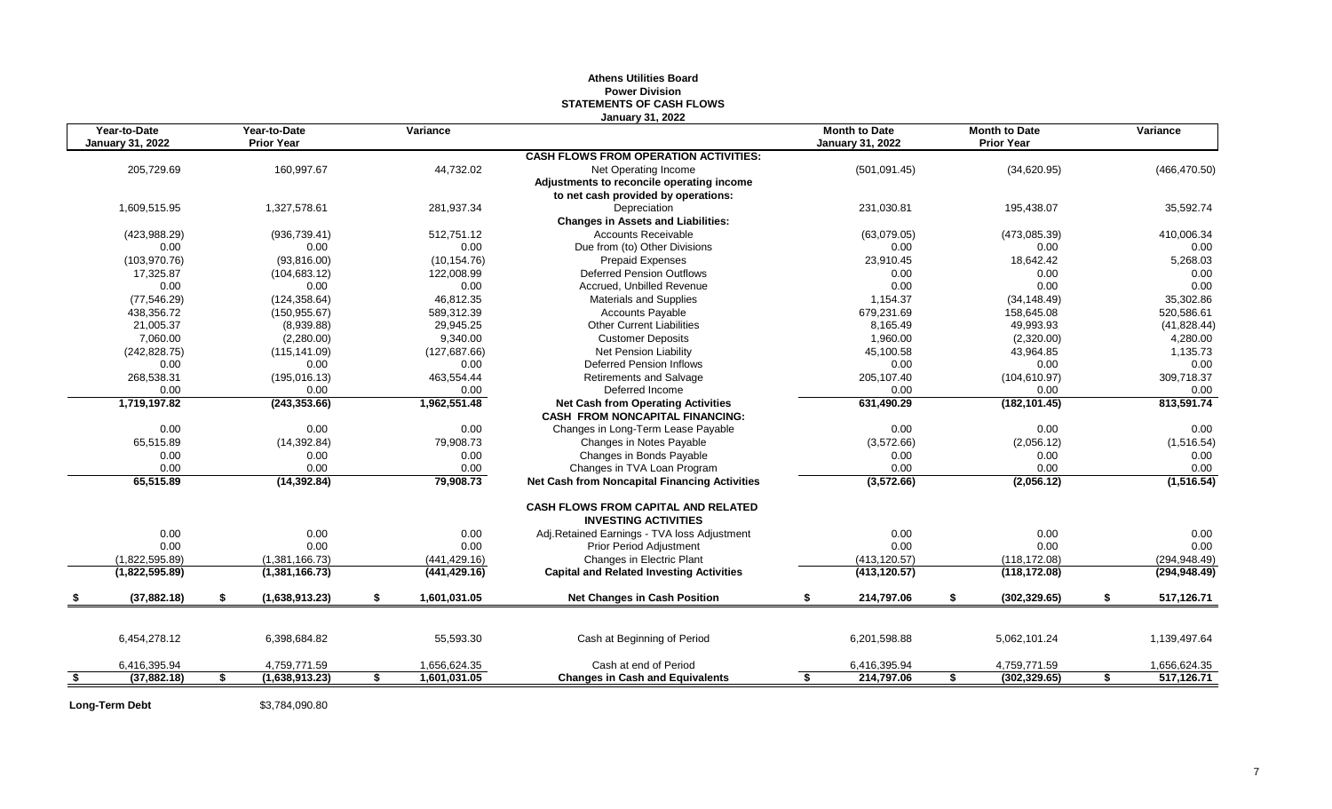**Athens Utilities Board**
**Power Division**
**STATEMENTS OF CASH FLOWS**
**January 31, 2022**

| Year-to-Date January 31, 2022 | Year-to-Date Prior Year | Variance | | Month to Date January 31, 2022 | Month to Date Prior Year | Variance |
|---|---|---|---|---|---|---|
| | | | **CASH FLOWS FROM OPERATION ACTIVITIES:** | | | |
| 205,729.69 | 160,997.67 | 44,732.02 | Net Operating Income | (501,091.45) | (34,620.95) | (466,470.50) |
| | | | **Adjustments to reconcile operating income** | | | |
| | | | **to net cash provided by operations:** | | | |
| 1,609,515.95 | 1,327,578.61 | 281,937.34 | Depreciation | 231,030.81 | 195,438.07 | 35,592.74 |
| | | | **Changes in Assets and Liabilities:** | | | |
| (423,988.29) | (936,739.41) | 512,751.12 | Accounts Receivable | (63,079.05) | (473,085.39) | 410,006.34 |
| 0.00 | 0.00 | 0.00 | Due from (to) Other Divisions | 0.00 | 0.00 | 0.00 |
| (103,970.76) | (93,816.00) | (10,154.76) | Prepaid Expenses | 23,910.45 | 18,642.42 | 5,268.03 |
| 17,325.87 | (104,683.12) | 122,008.99 | Deferred Pension Outflows | 0.00 | 0.00 | 0.00 |
| 0.00 | 0.00 | 0.00 | Accrued, Unbilled Revenue | 0.00 | 0.00 | 0.00 |
| (77,546.29) | (124,358.64) | 46,812.35 | Materials and Supplies | 1,154.37 | (34,148.49) | 35,302.86 |
| 438,356.72 | (150,955.67) | 589,312.39 | Accounts Payable | 679,231.69 | 158,645.08 | 520,586.61 |
| 21,005.37 | (8,939.88) | 29,945.25 | Other Current Liabilities | 8,165.49 | 49,993.93 | (41,828.44) |
| 7,060.00 | (2,280.00) | 9,340.00 | Customer Deposits | 1,960.00 | (2,320.00) | 4,280.00 |
| (242,828.75) | (115,141.09) | (127,687.66) | Net Pension Liability | 45,100.58 | 43,964.85 | 1,135.73 |
| 0.00 | 0.00 | 0.00 | Deferred Pension Inflows | 0.00 | 0.00 | 0.00 |
| 268,538.31 | (195,016.13) | 463,554.44 | Retirements and Salvage | 205,107.40 | (104,610.97) | 309,718.37 |
| 0.00 | 0.00 | 0.00 | Deferred Income | 0.00 | 0.00 | 0.00 |
| **1,719,197.82** | **(243,353.66)** | **1,962,551.48** | **Net Cash from Operating Activities** | **631,490.29** | **(182,101.45)** | **813,591.74** |
| | | | **CASH FROM NONCAPITAL FINANCING:** | | | |
| 0.00 | 0.00 | 0.00 | Changes in Long-Term Lease Payable | 0.00 | 0.00 | 0.00 |
| 65,515.89 | (14,392.84) | 79,908.73 | Changes in Notes Payable | (3,572.66) | (2,056.12) | (1,516.54) |
| 0.00 | 0.00 | 0.00 | Changes in Bonds Payable | 0.00 | 0.00 | 0.00 |
| 0.00 | 0.00 | 0.00 | Changes in TVA Loan Program | 0.00 | 0.00 | 0.00 |
| **65,515.89** | **(14,392.84)** | **79,908.73** | **Net Cash from Noncapital Financing Activities** | **(3,572.66)** | **(2,056.12)** | **(1,516.54)** |
| | | | **CASH FLOWS FROM CAPITAL AND RELATED INVESTING ACTIVITIES** | | | |
| 0.00 | 0.00 | 0.00 | Adj.Retained Earnings - TVA loss Adjustment | 0.00 | 0.00 | 0.00 |
| 0.00 | 0.00 | 0.00 | Prior Period Adjustment | 0.00 | 0.00 | 0.00 |
| (1,822,595.89) | (1,381,166.73) | (441,429.16) | Changes in Electric Plant | (413,120.57) | (118,172.08) | (294,948.49) |
| **(1,822,595.89)** | **(1,381,166.73)** | **(441,429.16)** | **Capital and Related Investing Activities** | **(413,120.57)** | **(118,172.08)** | **(294,948.49)** |
| **$ (37,882.18)** | **$ (1,638,913.23)** | **$ 1,601,031.05** | **Net Changes in Cash Position** | **$ 214,797.06** | **$ (302,329.65)** | **$ 517,126.71** |
| 6,454,278.12 | 6,398,684.82 | 55,593.30 | Cash at Beginning of Period | 6,201,598.88 | 5,062,101.24 | 1,139,497.64 |
| 6,416,395.94 | 4,759,771.59 | 1,656,624.35 | Cash at end of Period | 6,416,395.94 | 4,759,771.59 | 1,656,624.35 |
| **$ (37,882.18)** | **$ (1,638,913.23)** | **$ 1,601,031.05** | **Changes in Cash and Equivalents** | **$ 214,797.06** | **$ (302,329.65)** | **$ 517,126.71** |

**Long-Term Debt** $3,784,090.80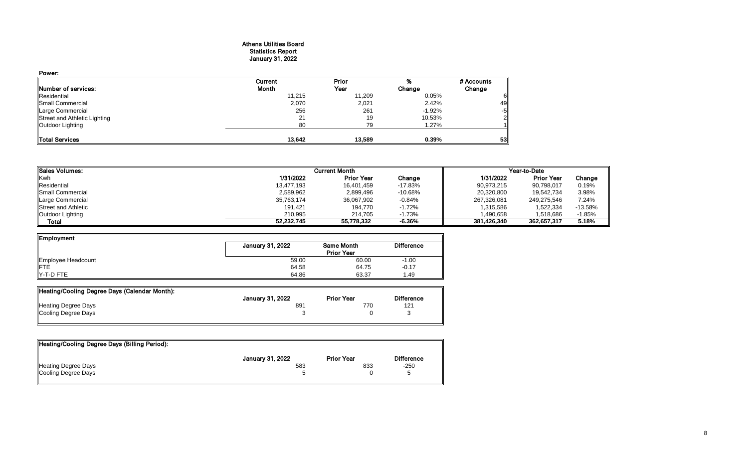# Athens Utilities Board
## Statistics Report
## January 31, 2022

**Power:**

| Number of services: | Current Month | Prior Year | % Change | # Accounts Change |
|---|---|---|---|---|
| Residential | 11,215 | 11,209 | 0.05% | 6 |
| Small Commercial | 2,070 | 2,021 | 2.42% | 49 |
| Large Commercial | 256 | 261 | -1.92% | -5 |
| Street and Athletic Lighting | 21 | 19 | 10.53% | 2 |
| Outdoor Lighting | 80 | 79 | 1.27% | 1 |
| **Total Services** | **13,642** | **13,589** | **0.39%** | **53** |

| Sales Volumes: | Current Month | | | Year-to-Date | | |
|---|---|---|---|---|---|---|
| Kwh | 1/31/2022 | Prior Year | Change | 1/31/2022 | Prior Year | Change |
| Residential | 13,477,193 | 16,401,459 | -17.83% | 90,973,215 | 90,798,017 | 0.19% |
| Small Commercial | 2,589,962 | 2,899,496 | -10.68% | 20,320,800 | 19,542,734 | 3.98% |
| Large Commercial | 35,763,174 | 36,067,902 | -0.84% | 267,326,081 | 249,275,546 | 7.24% |
| Street and Athletic | 191,421 | 194,770 | -1.72% | 1,315,586 | 1,522,334 | -13.58% |
| Outdoor Lighting | 210,995 | 214,705 | -1.73% | 1,490,658 | 1,518,686 | -1.85% |
| **Total** | **52,232,745** | **55,778,332** | **-6.36%** | **381,426,340** | **362,657,317** | **5.18%** |

| Employment | January 31, 2022 | Same Month Prior Year | Difference |
|---|---|---|---|
| Employee Headcount | 59.00 | 60.00 | -1.00 |
| FTE | 64.58 | 64.75 | -0.17 |
| Y-T-D FTE | 64.86 | 63.37 | 1.49 |

| Heating/Cooling Degree Days (Calendar Month): | January 31, 2022 | Prior Year | Difference |
|---|---|---|---|
| Heating Degree Days | 891 | 770 | 121 |
| Cooling Degree Days | 3 | 0 | 3 |

| Heating/Cooling Degree Days (Billing Period): | January 31, 2022 | Prior Year | Difference |
|---|---|---|---|
| Heating Degree Days | 583 | 833 | -250 |
| Cooling Degree Days | 5 | 0 | 5 |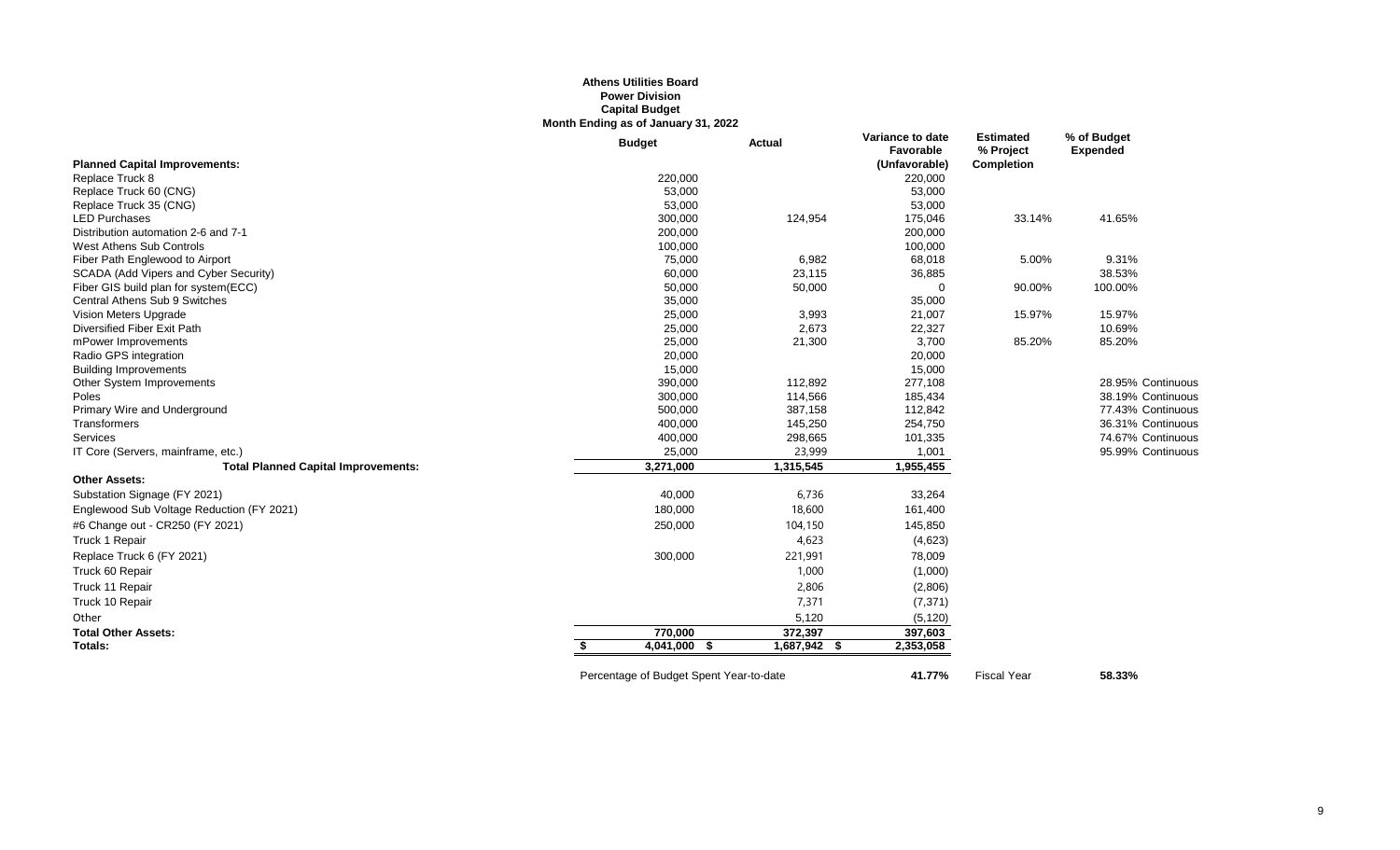**Athens Utilities Board**
**Power Division**
**Capital Budget**
**Month Ending as of January 31, 2022**

| | Budget | Actual | Variance to date Favorable (Unfavorable) | Estimated % Project Completion | % of Budget Expended | |
|---|---|---|---|---|---|---|
| **Planned Capital Improvements:** | | | | | | |
| Replace Truck 8 | 220,000 | | 220,000 | | | |
| Replace Truck 60 (CNG) | 53,000 | | 53,000 | | | |
| Replace Truck 35 (CNG) | 53,000 | | 53,000 | | | |
| LED Purchases | 300,000 | 124,954 | 175,046 | 33.14% | 41.65% | |
| Distribution automation 2-6 and 7-1 | 200,000 | | 200,000 | | | |
| West Athens Sub Controls | 100,000 | | 100,000 | | | |
| Fiber Path Englewood to Airport | 75,000 | 6,982 | 68,018 | 5.00% | 9.31% | |
| SCADA (Add Vipers and Cyber Security) | 60,000 | 23,115 | 36,885 | | 38.53% | |
| Fiber GIS build plan for system(ECC) | 50,000 | 50,000 | 0 | 90.00% | 100.00% | |
| Central Athens Sub 9 Switches | 35,000 | | 35,000 | | | |
| Vision Meters Upgrade | 25,000 | 3,993 | 21,007 | 15.97% | 15.97% | |
| Diversified Fiber Exit Path | 25,000 | 2,673 | 22,327 | | 10.69% | |
| mPower Improvements | 25,000 | 21,300 | 3,700 | 85.20% | 85.20% | |
| Radio GPS integration | 20,000 | | 20,000 | | | |
| Building Improvements | 15,000 | | 15,000 | | | |
| Other System Improvements | 390,000 | 112,892 | 277,108 | | 28.95% | Continuous |
| Poles | 300,000 | 114,566 | 185,434 | | 38.19% | Continuous |
| Primary Wire and Underground | 500,000 | 387,158 | 112,842 | | 77.43% | Continuous |
| Transformers | 400,000 | 145,250 | 254,750 | | 36.31% | Continuous |
| Services | 400,000 | 298,665 | 101,335 | | 74.67% | Continuous |
| IT Core (Servers, mainframe, etc.) | 25,000 | 23,999 | 1,001 | | 95.99% | Continuous |
| **Total Planned Capital Improvements:** | **3,271,000** | **1,315,545** | **1,955,455** | | | |
| **Other Assets:** | | | | | | |
| Substation Signage (FY 2021) | 40,000 | 6,736 | 33,264 | | | |
| Englewood Sub Voltage Reduction (FY 2021) | 180,000 | 18,600 | 161,400 | | | |
| #6 Change out - CR250 (FY 2021) | 250,000 | 104,150 | 145,850 | | | |
| Truck 1 Repair | | 4,623 | (4,623) | | | |
| Replace Truck 6 (FY 2021) | 300,000 | 221,991 | 78,009 | | | |
| Truck 60 Repair | | 1,000 | (1,000) | | | |
| Truck 11 Repair | | 2,806 | (2,806) | | | |
| Truck 10 Repair | | 7,371 | (7,371) | | | |
| Other | | 5,120 | (5,120) | | | |
| **Total Other Assets:** | **770,000** | **372,397** | **397,603** | | | |
| **Totals:** | **$ 4,041,000** | **$ 1,687,942** | **$ 2,353,058** | | | |

| Percentage of Budget Spent Year-to-date | **41.77%** | Fiscal Year | **58.33%** |
|---|---|---|---|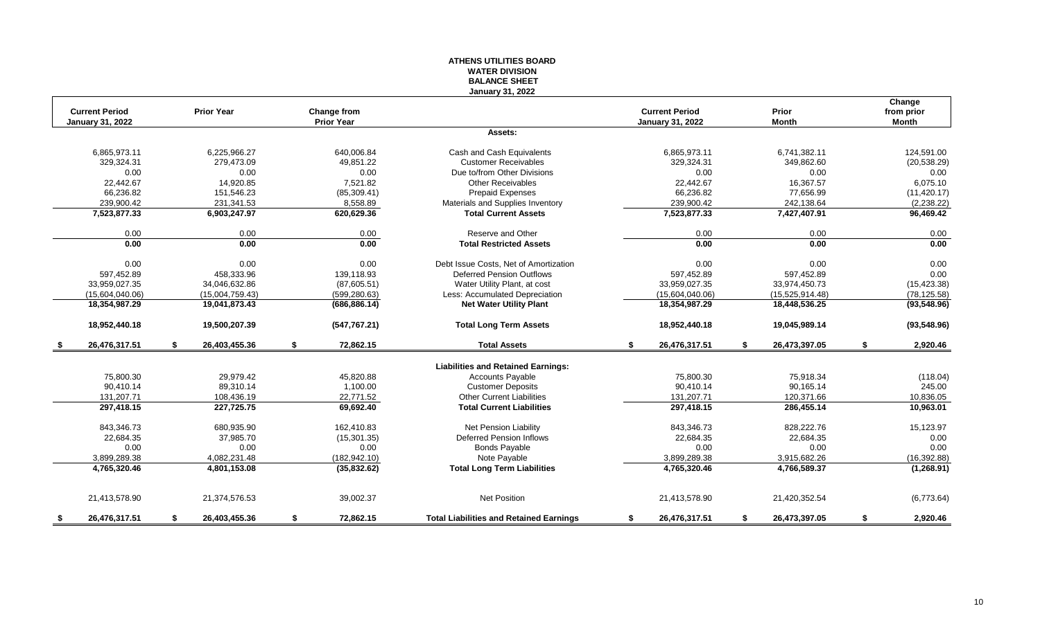# ATHENS UTILITIES BOARD
## WATER DIVISION
## BALANCE SHEET
### January 31, 2022

| Current Period January 31, 2022 | Prior Year | Change from Prior Year | | Current Period January 31, 2022 | Prior Month | Change from prior Month |
|---|---|---|---|---|---|---|
| | | | **Assets:** | | | |
| 6,865,973.11 | 6,225,966.27 | 640,006.84 | Cash and Cash Equivalents | 6,865,973.11 | 6,741,382.11 | 124,591.00 |
| 329,324.31 | 279,473.09 | 49,851.22 | Customer Receivables | 329,324.31 | 349,862.60 | (20,538.29) |
| 0.00 | 0.00 | 0.00 | Due to/from Other Divisions | 0.00 | 0.00 | 0.00 |
| 22,442.67 | 14,920.85 | 7,521.82 | Other Receivables | 22,442.67 | 16,367.57 | 6,075.10 |
| 66,236.82 | 151,546.23 | (85,309.41) | Prepaid Expenses | 66,236.82 | 77,656.99 | (11,420.17) |
| 239,900.42 | 231,341.53 | 8,558.89 | Materials and Supplies Inventory | 239,900.42 | 242,138.64 | (2,238.22) |
| **7,523,877.33** | **6,903,247.97** | **620,629.36** | **Total Current Assets** | **7,523,877.33** | **7,427,407.91** | **96,469.42** |
| 0.00 | 0.00 | 0.00 | Reserve and Other | 0.00 | 0.00 | 0.00 |
| **0.00** | **0.00** | **0.00** | **Total Restricted Assets** | **0.00** | **0.00** | **0.00** |
| 0.00 | 0.00 | 0.00 | Debt Issue Costs, Net of Amortization | 0.00 | 0.00 | 0.00 |
| 597,452.89 | 458,333.96 | 139,118.93 | Deferred Pension Outflows | 597,452.89 | 597,452.89 | 0.00 |
| 33,959,027.35 | 34,046,632.86 | (87,605.51) | Water Utility Plant, at cost | 33,959,027.35 | 33,974,450.73 | (15,423.38) |
| (15,604,040.06) | (15,004,759.43) | (599,280.63) | Less: Accumulated Depreciation | (15,604,040.06) | (15,525,914.48) | (78,125.58) |
| **18,354,987.29** | **19,041,873.43** | **(686,886.14)** | **Net Water Utility Plant** | **18,354,987.29** | **18,448,536.25** | **(93,548.96)** |
| **18,952,440.18** | **19,500,207.39** | **(547,767.21)** | **Total Long Term Assets** | **18,952,440.18** | **19,045,989.14** | **(93,548.96)** |
| **$ 26,476,317.51** | **$ 26,403,455.36** | **$ 72,862.15** | **Total Assets** | **$ 26,476,317.51** | **$ 26,473,397.05** | **$ 2,920.46** |
| | | | **Liabilities and Retained Earnings:** | | | |
| 75,800.30 | 29,979.42 | 45,820.88 | Accounts Payable | 75,800.30 | 75,918.34 | (118.04) |
| 90,410.14 | 89,310.14 | 1,100.00 | Customer Deposits | 90,410.14 | 90,165.14 | 245.00 |
| 131,207.71 | 108,436.19 | 22,771.52 | Other Current Liabilities | 131,207.71 | 120,371.66 | 10,836.05 |
| **297,418.15** | **227,725.75** | **69,692.40** | **Total Current Liabilities** | **297,418.15** | **286,455.14** | **10,963.01** |
| 843,346.73 | 680,935.90 | 162,410.83 | Net Pension Liability | 843,346.73 | 828,222.76 | 15,123.97 |
| 22,684.35 | 37,985.70 | (15,301.35) | Deferred Pension Inflows | 22,684.35 | 22,684.35 | 0.00 |
| 0.00 | 0.00 | 0.00 | Bonds Payable | 0.00 | 0.00 | 0.00 |
| 3,899,289.38 | 4,082,231.48 | (182,942.10) | Note Payable | 3,899,289.38 | 3,915,682.26 | (16,392.88) |
| **4,765,320.46** | **4,801,153.08** | **(35,832.62)** | **Total Long Term Liabilities** | **4,765,320.46** | **4,766,589.37** | **(1,268.91)** |
| 21,413,578.90 | 21,374,576.53 | 39,002.37 | Net Position | 21,413,578.90 | 21,420,352.54 | (6,773.64) |
| **$ 26,476,317.51** | **$ 26,403,455.36** | **$ 72,862.15** | **Total Liabilities and Retained Earnings** | **$ 26,476,317.51** | **$ 26,473,397.05** | **$ 2,920.46** |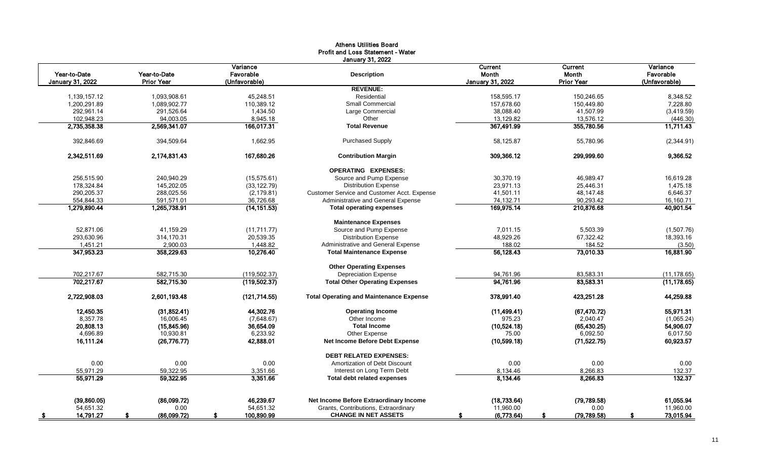# Athens Utilities Board
## Profit and Loss Statement - Water
### January 31, 2022

| Year-to-Date January 31, 2022 | Year-to-Date Prior Year | Variance Favorable (Unfavorable) | Description | Current Month January 31, 2022 | Current Month Prior Year | Variance Favorable (Unfavorable) |
|---|---|---|---|---|---|---|
| | | | **REVENUE:** | | | |
| 1,139,157.12 | 1,093,908.61 | 45,248.51 | Residential | 158,595.17 | 150,246.65 | 8,348.52 |
| 1,200,291.89 | 1,089,902.77 | 110,389.12 | Small Commercial | 157,678.60 | 150,449.80 | 7,228.80 |
| 292,961.14 | 291,526.64 | 1,434.50 | Large Commercial | 38,088.40 | 41,507.99 | (3,419.59) |
| 102,948.23 | 94,003.05 | 8,945.18 | Other | 13,129.82 | 13,576.12 | (446.30) |
| **2,735,358.38** | **2,569,341.07** | **166,017.31** | **Total Revenue** | **367,491.99** | **355,780.56** | **11,711.43** |
| 392,846.69 | 394,509.64 | 1,662.95 | Purchased Supply | 58,125.87 | 55,780.96 | (2,344.91) |
| **2,342,511.69** | **2,174,831.43** | **167,680.26** | **Contribution Margin** | **309,366.12** | **299,999.60** | **9,366.52** |
| | | | **OPERATING EXPENSES:** | | | |
| 256,515.90 | 240,940.29 | (15,575.61) | Source and Pump Expense | 30,370.19 | 46,989.47 | 16,619.28 |
| 178,324.84 | 145,202.05 | (33,122.79) | Distribution Expense | 23,971.13 | 25,446.31 | 1,475.18 |
| 290,205.37 | 288,025.56 | (2,179.81) | Customer Service and Customer Acct. Expense | 41,501.11 | 48,147.48 | 6,646.37 |
| 554,844.33 | 591,571.01 | 36,726.68 | Administrative and General Expense | 74,132.71 | 90,293.42 | 16,160.71 |
| **1,279,890.44** | **1,265,738.91** | **(14,151.53)** | **Total operating expenses** | **169,975.14** | **210,876.68** | **40,901.54** |
| | | | **Maintenance Expenses** | | | |
| 52,871.06 | 41,159.29 | (11,711.77) | Source and Pump Expense | 7,011.15 | 5,503.39 | (1,507.76) |
| 293,630.96 | 314,170.31 | 20,539.35 | Distribution Expense | 48,929.26 | 67,322.42 | 18,393.16 |
| 1,451.21 | 2,900.03 | 1,448.82 | Administrative and General Expense | 188.02 | 184.52 | (3.50) |
| **347,953.23** | **358,229.63** | **10,276.40** | **Total Maintenance Expense** | **56,128.43** | **73,010.33** | **16,881.90** |
| | | | **Other Operating Expenses** | | | |
| 702,217.67 | 582,715.30 | (119,502.37) | Depreciation Expense | 94,761.96 | 83,583.31 | (11,178.65) |
| **702,217.67** | **582,715.30** | **(119,502.37)** | **Total Other Operating Expenses** | **94,761.96** | **83,583.31** | **(11,178.65)** |
| **2,722,908.03** | **2,601,193.48** | **(121,714.55)** | **Total Operating and Maintenance Expense** | **378,991.40** | **423,251.28** | **44,259.88** |
| **12,450.35** | **(31,852.41)** | **44,302.76** | **Operating Income** | **(11,499.41)** | **(67,470.72)** | **55,971.31** |
| 8,357.78 | 16,006.45 | (7,648.67) | Other Income | 975.23 | 2,040.47 | (1,065.24) |
| **20,808.13** | **(15,845.96)** | **36,654.09** | **Total Income** | **(10,524.18)** | **(65,430.25)** | **54,906.07** |
| 4,696.89 | 10,930.81 | 6,233.92 | Other Expense | 75.00 | 6,092.50 | 6,017.50 |
| **16,111.24** | **(26,776.77)** | **42,888.01** | **Net Income Before Debt Expense** | **(10,599.18)** | **(71,522.75)** | **60,923.57** |
| | | | **DEBT RELATED EXPENSES:** | | | |
| 0.00 | 0.00 | 0.00 | Amortization of Debt Discount | 0.00 | 0.00 | 0.00 |
| 55,971.29 | 59,322.95 | 3,351.66 | Interest on Long Term Debt | 8,134.46 | 8,266.83 | 132.37 |
| **55,971.29** | **59,322.95** | **3,351.66** | **Total debt related expenses** | **8,134.46** | **8,266.83** | **132.37** |
| **(39,860.05)** | **(86,099.72)** | **46,239.67** | **Net Income Before Extraordinary Income** | **(18,733.64)** | **(79,789.58)** | **61,055.94** |
| 54,651.32 | 0.00 | 54,651.32 | Grants, Contributions, Extraordinary | 11,960.00 | 0.00 | 11,960.00 |
| **$ 14,791.27** | **$ (86,099.72)** | **$ 100,890.99** | **CHANGE IN NET ASSETS** | **$ (6,773.64)** | **$ (79,789.58)** | **$ 73,015.94** |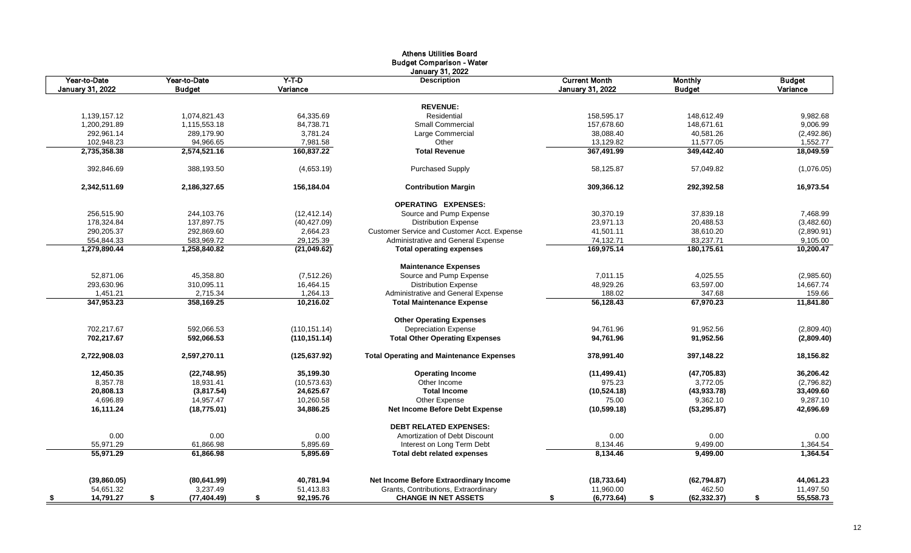# Athens Utilities Board
## Budget Comparison - Water
### January 31, 2022

| Year-to-Date January 31, 2022 | Year-to-Date Budget | Y-T-D Variance | Description | Current Month January 31, 2022 | Monthly Budget | Budget Variance |
|---|---|---|---|---|---|---|
| | | | **REVENUE:** | | | |
| 1,139,157.12 | 1,074,821.43 | 64,335.69 | Residential | 158,595.17 | 148,612.49 | 9,982.68 |
| 1,200,291.89 | 1,115,553.18 | 84,738.71 | Small Commercial | 157,678.60 | 148,671.61 | 9,006.99 |
| 292,961.14 | 289,179.90 | 3,781.24 | Large Commercial | 38,088.40 | 40,581.26 | (2,492.86) |
| 102,948.23 | 94,966.65 | 7,981.58 | Other | 13,129.82 | 11,577.05 | 1,552.77 |
| **2,735,358.38** | **2,574,521.16** | **160,837.22** | **Total Revenue** | **367,491.99** | **349,442.40** | **18,049.59** |
| 392,846.69 | 388,193.50 | (4,653.19) | Purchased Supply | 58,125.87 | 57,049.82 | (1,076.05) |
| **2,342,511.69** | **2,186,327.65** | **156,184.04** | **Contribution Margin** | **309,366.12** | **292,392.58** | **16,973.54** |
| | | | **OPERATING EXPENSES:** | | | |
| 256,515.90 | 244,103.76 | (12,412.14) | Source and Pump Expense | 30,370.19 | 37,839.18 | 7,468.99 |
| 178,324.84 | 137,897.75 | (40,427.09) | Distribution Expense | 23,971.13 | 20,488.53 | (3,482.60) |
| 290,205.37 | 292,869.60 | 2,664.23 | Customer Service and Customer Acct. Expense | 41,501.11 | 38,610.20 | (2,890.91) |
| 554,844.33 | 583,969.72 | 29,125.39 | Administrative and General Expense | 74,132.71 | 83,237.71 | 9,105.00 |
| **1,279,890.44** | **1,258,840.82** | **(21,049.62)** | **Total operating expenses** | **169,975.14** | **180,175.61** | **10,200.47** |
| | | | **Maintenance Expenses** | | | |
| 52,871.06 | 45,358.80 | (7,512.26) | Source and Pump Expense | 7,011.15 | 4,025.55 | (2,985.60) |
| 293,630.96 | 310,095.11 | 16,464.15 | Distribution Expense | 48,929.26 | 63,597.00 | 14,667.74 |
| 1,451.21 | 2,715.34 | 1,264.13 | Administrative and General Expense | 188.02 | 347.68 | 159.66 |
| **347,953.23** | **358,169.25** | **10,216.02** | **Total Maintenance Expense** | **56,128.43** | **67,970.23** | **11,841.80** |
| | | | **Other Operating Expenses** | | | |
| 702,217.67 | 592,066.53 | (110,151.14) | Depreciation Expense | 94,761.96 | 91,952.56 | (2,809.40) |
| **702,217.67** | **592,066.53** | **(110,151.14)** | **Total Other Operating Expenses** | **94,761.96** | **91,952.56** | **(2,809.40)** |
| **2,722,908.03** | **2,597,270.11** | **(125,637.92)** | **Total Operating and Maintenance Expenses** | **378,991.40** | **397,148.22** | **18,156.82** |
| **12,450.35** | **(22,748.95)** | **35,199.30** | **Operating Income** | **(11,499.41)** | **(47,705.83)** | **36,206.42** |
| 8,357.78 | 18,931.41 | (10,573.63) | Other Income | 975.23 | 3,772.05 | (2,796.82) |
| **20,808.13** | **(3,817.54)** | **24,625.67** | **Total Income** | **(10,524.18)** | **(43,933.78)** | **33,409.60** |
| 4,696.89 | 14,957.47 | 10,260.58 | Other Expense | 75.00 | 9,362.10 | 9,287.10 |
| **16,111.24** | **(18,775.01)** | **34,886.25** | **Net Income Before Debt Expense** | **(10,599.18)** | **(53,295.87)** | **42,696.69** |
| | | | **DEBT RELATED EXPENSES:** | | | |
| 0.00 | 0.00 | 0.00 | Amortization of Debt Discount | 0.00 | 0.00 | 0.00 |
| 55,971.29 | 61,866.98 | 5,895.69 | Interest on Long Term Debt | 8,134.46 | 9,499.00 | 1,364.54 |
| **55,971.29** | **61,866.98** | **5,895.69** | **Total debt related expenses** | **8,134.46** | **9,499.00** | **1,364.54** |
| **(39,860.05)** | **(80,641.99)** | **40,781.94** | **Net Income Before Extraordinary Income** | **(18,733.64)** | **(62,794.87)** | **44,061.23** |
| 54,651.32 | 3,237.49 | 51,413.83 | Grants, Contributions, Extraordinary | 11,960.00 | 462.50 | 11,497.50 |
| **$ 14,791.27** | **$ (77,404.49)** | **$ 92,195.76** | **CHANGE IN NET ASSETS** | **$ (6,773.64)** | **$ (62,332.37)** | **$ 55,558.73** |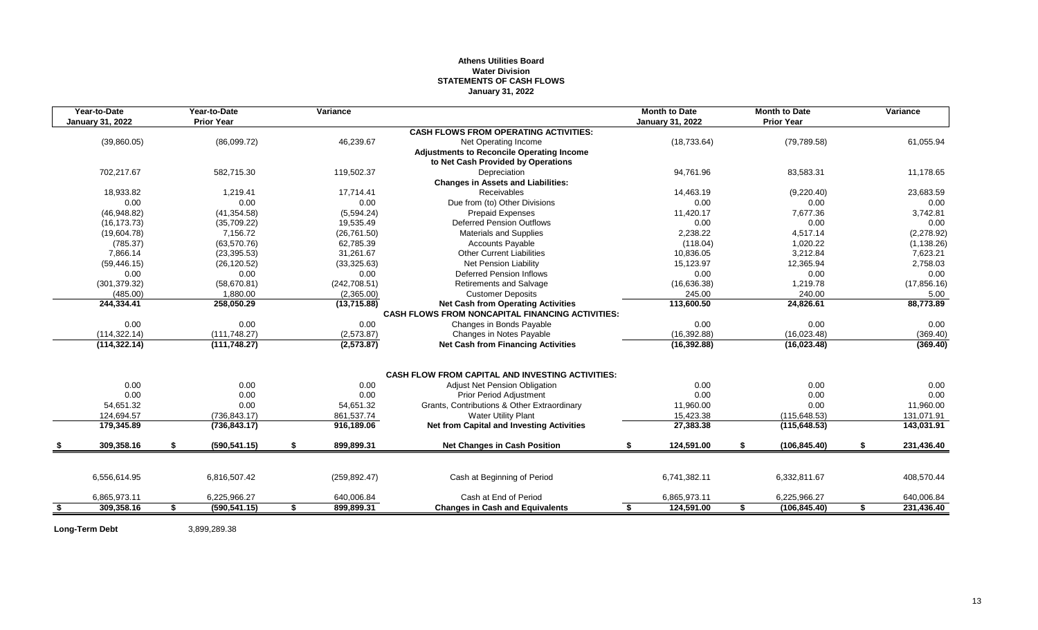**Athens Utilities Board**
**Water Division**
**STATEMENTS OF CASH FLOWS**
**January 31, 2022**

| Year-to-Date January 31, 2022 | Year-to-Date Prior Year | Variance | | Month to Date January 31, 2022 | Month to Date Prior Year | Variance |
|---|---|---|---|---|---|---|
| | | | **CASH FLOWS FROM OPERATING ACTIVITIES:** | | | |
| (39,860.05) | (86,099.72) | 46,239.67 | Net Operating Income | (18,733.64) | (79,789.58) | 61,055.94 |
| | | | **Adjustments to Reconcile Operating Income to Net Cash Provided by Operations** | | | |
| 702,217.67 | 582,715.30 | 119,502.37 | Depreciation | 94,761.96 | 83,583.31 | 11,178.65 |
| | | | **Changes in Assets and Liabilities:** | | | |
| 18,933.82 | 1,219.41 | 17,714.41 | Receivables | 14,463.19 | (9,220.40) | 23,683.59 |
| 0.00 | 0.00 | 0.00 | Due from (to) Other Divisions | 0.00 | 0.00 | 0.00 |
| (46,948.82) | (41,354.58) | (5,594.24) | Prepaid Expenses | 11,420.17 | 7,677.36 | 3,742.81 |
| (16,173.73) | (35,709.22) | 19,535.49 | Deferred Pension Outflows | 0.00 | 0.00 | 0.00 |
| (19,604.78) | 7,156.72 | (26,761.50) | Materials and Supplies | 2,238.22 | 4,517.14 | (2,278.92) |
| (785.37) | (63,570.76) | 62,785.39 | Accounts Payable | (118.04) | 1,020.22 | (1,138.26) |
| 7,866.14 | (23,395.53) | 31,261.67 | Other Current Liabilities | 10,836.05 | 3,212.84 | 7,623.21 |
| (59,446.15) | (26,120.52) | (33,325.63) | Net Pension Liability | 15,123.97 | 12,365.94 | 2,758.03 |
| 0.00 | 0.00 | 0.00 | Deferred Pension Inflows | 0.00 | 0.00 | 0.00 |
| (301,379.32) | (58,670.81) | (242,708.51) | Retirements and Salvage | (16,636.38) | 1,219.78 | (17,856.16) |
| (485.00) | 1,880.00 | (2,365.00) | Customer Deposits | 245.00 | 240.00 | 5.00 |
| **244,334.41** | **258,050.29** | **(13,715.88)** | **Net Cash from Operating Activities** | **113,600.50** | **24,826.61** | **88,773.89** |
| | | | **CASH FLOWS FROM NONCAPITAL FINANCING ACTIVITIES:** | | | |
| 0.00 | 0.00 | 0.00 | Changes in Bonds Payable | 0.00 | 0.00 | 0.00 |
| (114,322.14) | (111,748.27) | (2,573.87) | Changes in Notes Payable | (16,392.88) | (16,023.48) | (369.40) |
| **(114,322.14)** | **(111,748.27)** | **(2,573.87)** | **Net Cash from Financing Activities** | **(16,392.88)** | **(16,023.48)** | **(369.40)** |
| | | | **CASH FLOW FROM CAPITAL AND INVESTING ACTIVITIES:** | | | |
| 0.00 | 0.00 | 0.00 | Adjust Net Pension Obligation | 0.00 | 0.00 | 0.00 |
| 0.00 | 0.00 | 0.00 | Prior Period Adjustment | 0.00 | 0.00 | 0.00 |
| 54,651.32 | 0.00 | 54,651.32 | Grants, Contributions & Other Extraordinary | 11,960.00 | 0.00 | 11,960.00 |
| 124,694.57 | (736,843.17) | 861,537.74 | Water Utility Plant | 15,423.38 | (115,648.53) | 131,071.91 |
| **179,345.89** | **(736,843.17)** | **916,189.06** | **Net from Capital and Investing Activities** | **27,383.38** | **(115,648.53)** | **143,031.91** |
| **$ 309,358.16** | **$ (590,541.15)** | **$ 899,899.31** | **Net Changes in Cash Position** | **$ 124,591.00** | **$ (106,845.40)** | **$ 231,436.40** |
| 6,556,614.95 | 6,816,507.42 | (259,892.47) | Cash at Beginning of Period | 6,741,382.11 | 6,332,811.67 | 408,570.44 |
| 6,865,973.11 | 6,225,966.27 | 640,006.84 | Cash at End of Period | 6,865,973.11 | 6,225,966.27 | 640,006.84 |
| **$ 309,358.16** | **$ (590,541.15)** | **$ 899,899.31** | **Changes in Cash and Equivalents** | **$ 124,591.00** | **$ (106,845.40)** | **$ 231,436.40** |

**Long-Term Debt** 3,899,289.38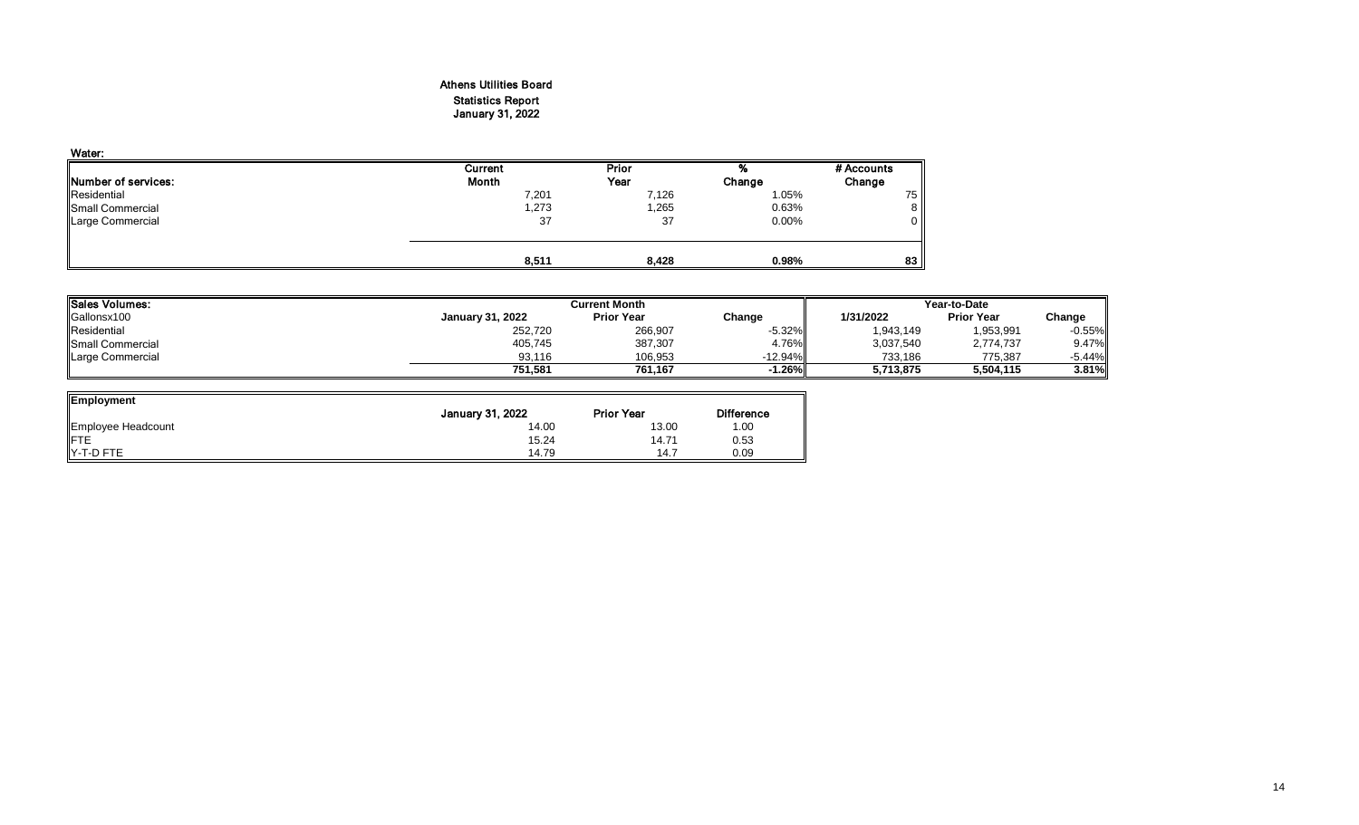# Athens Utilities Board
## Statistics Report
## January 31, 2022

**Water:**

| Number of services: | Current Month | Prior Year | % Change | # Accounts Change |
|---|---|---|---|---|
| Residential | 7,201 | 7,126 | 1.05% | 75 |
| Small Commercial | 1,273 | 1,265 | 0.63% | 8 |
| Large Commercial | 37 | 37 | 0.00% | 0 |
| | **8,511** | **8,428** | **0.98%** | **83** |

| Sales Volumes: | Current Month | | | Year-to-Date | | |
|---|---|---|---|---|---|---|
| Gallonsx100 | January 31, 2022 | Prior Year | Change | 1/31/2022 | Prior Year | Change |
| Residential | 252,720 | 266,907 | -5.32% | 1,943,149 | 1,953,991 | -0.55% |
| Small Commercial | 405,745 | 387,307 | 4.76% | 3,037,540 | 2,774,737 | 9.47% |
| Large Commercial | 93,116 | 106,953 | -12.94% | 733,186 | 775,387 | -5.44% |
| | **751,581** | **761,167** | **-1.26%** | **5,713,875** | **5,504,115** | **3.81%** |

| Employment | January 31, 2022 | Prior Year | Difference |
|---|---|---|---|
| Employee Headcount | 14.00 | 13.00 | 1.00 |
| FTE | 15.24 | 14.71 | 0.53 |
| Y-T-D FTE | 14.79 | 14.7 | 0.09 |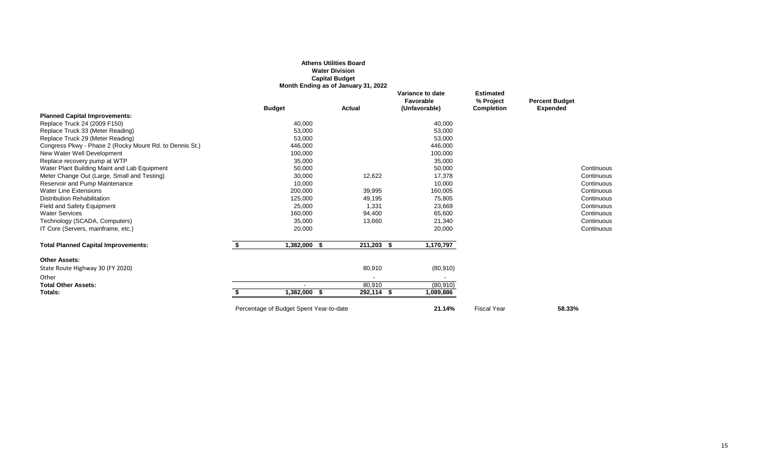**Athens Utilities Board**
**Water Division**
**Capital Budget**
**Month Ending as of January 31, 2022**

| | Budget | Actual | Variance to date Favorable (Unfavorable) | Estimated % Project Completion | Percent Budget Expended | |
|---|---|---|---|---|---|---|
| **Planned Capital Improvements:** | | | | | | |
| Replace Truck 24 (2009 F150) | 40,000 | | 40,000 | | | |
| Replace Truck 33 (Meter Reading) | 53,000 | | 53,000 | | | |
| Replace Truck 29 (Meter Reading) | 53,000 | | 53,000 | | | |
| Congress Pkwy - Phase 2 (Rocky Mount Rd. to Dennis St.) | 446,000 | | 446,000 | | | |
| New Water Well Development | 100,000 | | 100,000 | | | |
| Replace recovery pump at WTP | 35,000 | | 35,000 | | | |
| Water Plant Building Maint and Lab Equipment | 50,000 | | 50,000 | | | Continuous |
| Meter Change Out (Large, Small and Testing) | 30,000 | 12,622 | 17,378 | | | Continuous |
| Reservoir and Pump Maintenance | 10,000 | | 10,000 | | | Continuous |
| Water Line Extensions | 200,000 | 39,995 | 160,005 | | | Continuous |
| Distribution Rehabilitation | 125,000 | 49,195 | 75,805 | | | Continuous |
| Field and Safety Equipment | 25,000 | 1,331 | 23,669 | | | Continuous |
| Water Services | 160,000 | 94,400 | 65,600 | | | Continuous |
| Technology (SCADA, Computers) | 35,000 | 13,660 | 21,340 | | | Continuous |
| IT Core (Servers, mainframe, etc.) | 20,000 | | 20,000 | | | Continuous |
| **Total Planned Capital Improvements:** | $ 1,382,000 | $ 211,203 | $ 1,170,797 | | | |
| **Other Assets:** | | | | | | |
| State Route Highway 30 (FY 2020) | | 80,910 | (80,910) | | | |
| Other | | - | - | | | |
| **Total Other Assets:** | - | 80,910 | (80,910) | | | |
| **Totals:** | $ 1,382,000 | $ 292,114 | $ 1,089,886 | | | |
| | Percentage of Budget Spent Year-to-date | | **21.14%** | Fiscal Year | **58.33%** | |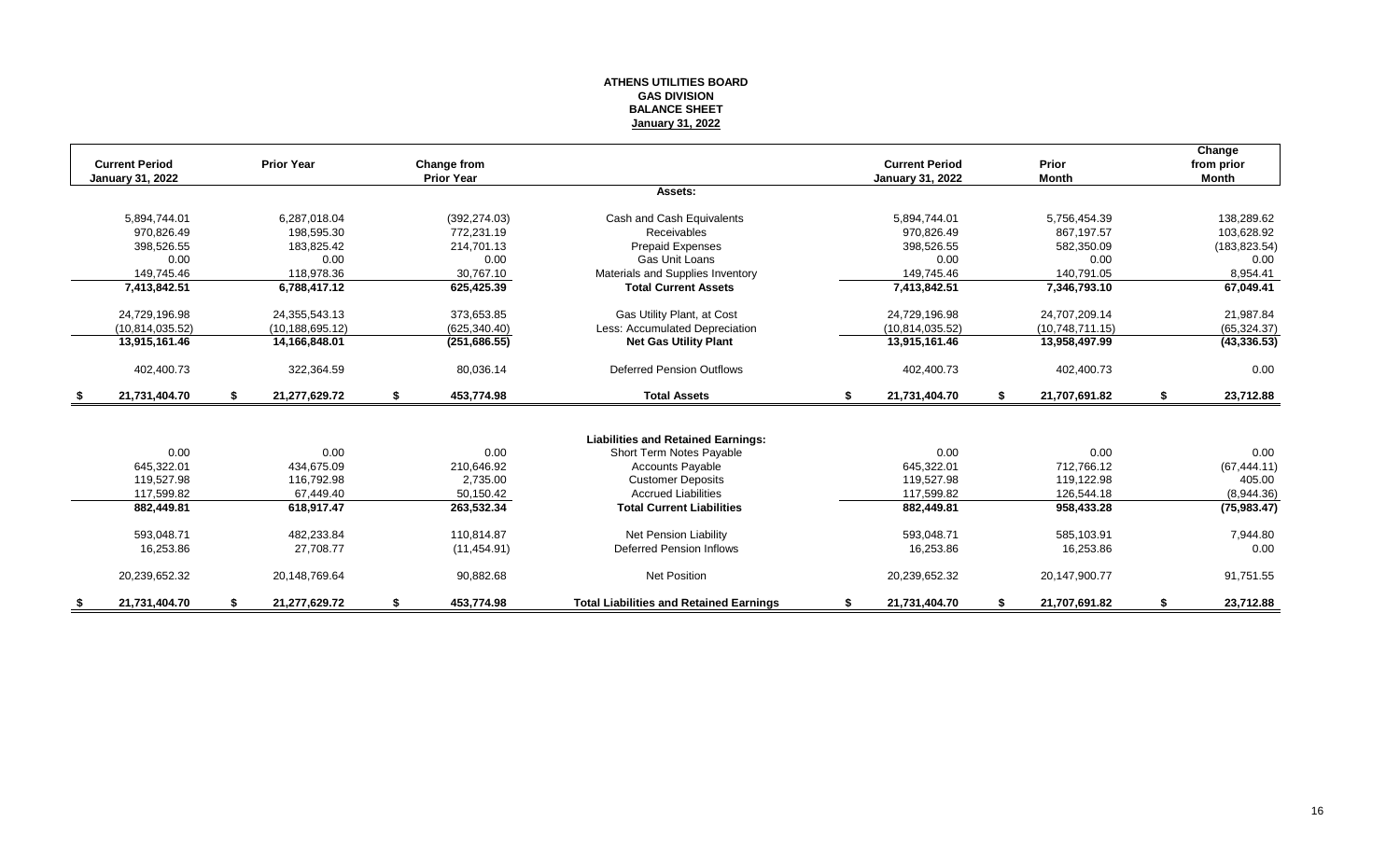**ATHENS UTILITIES BOARD**
**GAS DIVISION**
**BALANCE SHEET**
**January 31, 2022**

| Current Period January 31, 2022 | Prior Year | Change from Prior Year | | Current Period January 31, 2022 | Prior Month | Change from prior Month |
|---|---|---|---|---|---|---|
| | | | **Assets:** | | | |
| 5,894,744.01 | 6,287,018.04 | (392,274.03) | Cash and Cash Equivalents | 5,894,744.01 | 5,756,454.39 | 138,289.62 |
| 970,826.49 | 198,595.30 | 772,231.19 | Receivables | 970,826.49 | 867,197.57 | 103,628.92 |
| 398,526.55 | 183,825.42 | 214,701.13 | Prepaid Expenses | 398,526.55 | 582,350.09 | (183,823.54) |
| 0.00 | 0.00 | 0.00 | Gas Unit Loans | 0.00 | 0.00 | 0.00 |
| 149,745.46 | 118,978.36 | 30,767.10 | Materials and Supplies Inventory | 149,745.46 | 140,791.05 | 8,954.41 |
| **7,413,842.51** | **6,788,417.12** | **625,425.39** | **Total Current Assets** | **7,413,842.51** | **7,346,793.10** | **67,049.41** |
| 24,729,196.98 | 24,355,543.13 | 373,653.85 | Gas Utility Plant, at Cost | 24,729,196.98 | 24,707,209.14 | 21,987.84 |
| (10,814,035.52) | (10,188,695.12) | (625,340.40) | Less: Accumulated Depreciation | (10,814,035.52) | (10,748,711.15) | (65,324.37) |
| **13,915,161.46** | **14,166,848.01** | **(251,686.55)** | **Net Gas Utility Plant** | **13,915,161.46** | **13,958,497.99** | **(43,336.53)** |
| 402,400.73 | 322,364.59 | 80,036.14 | Deferred Pension Outflows | 402,400.73 | 402,400.73 | 0.00 |
| **$ 21,731,404.70** | **$ 21,277,629.72** | **$ 453,774.98** | **Total Assets** | **$ 21,731,404.70** | **$ 21,707,691.82** | **$ 23,712.88** |
| | | | **Liabilities and Retained Earnings:** | | | |
| 0.00 | 0.00 | 0.00 | Short Term Notes Payable | 0.00 | 0.00 | 0.00 |
| 645,322.01 | 434,675.09 | 210,646.92 | Accounts Payable | 645,322.01 | 712,766.12 | (67,444.11) |
| 119,527.98 | 116,792.98 | 2,735.00 | Customer Deposits | 119,527.98 | 119,122.98 | 405.00 |
| 117,599.82 | 67,449.40 | 50,150.42 | Accrued Liabilities | 117,599.82 | 126,544.18 | (8,944.36) |
| **882,449.81** | **618,917.47** | **263,532.34** | **Total Current Liabilities** | **882,449.81** | **958,433.28** | **(75,983.47)** |
| 593,048.71 | 482,233.84 | 110,814.87 | Net Pension Liability | 593,048.71 | 585,103.91 | 7,944.80 |
| 16,253.86 | 27,708.77 | (11,454.91) | Deferred Pension Inflows | 16,253.86 | 16,253.86 | 0.00 |
| 20,239,652.32 | 20,148,769.64 | 90,882.68 | Net Position | 20,239,652.32 | 20,147,900.77 | 91,751.55 |
| **$ 21,731,404.70** | **$ 21,277,629.72** | **$ 453,774.98** | **Total Liabilities and Retained Earnings** | **$ 21,731,404.70** | **$ 21,707,691.82** | **$ 23,712.88** |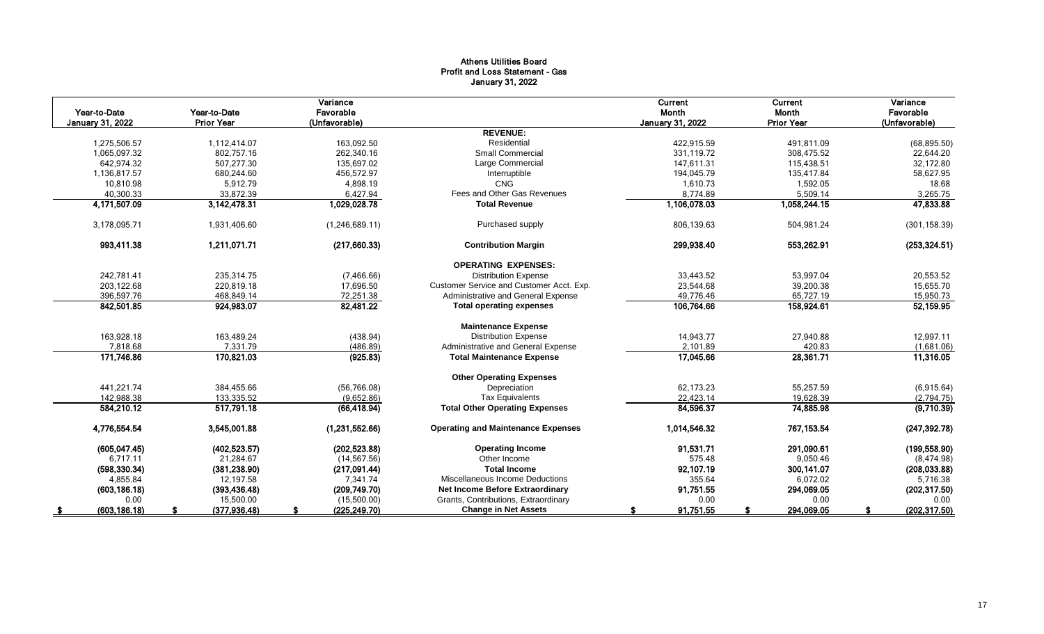# Athens Utilities Board
## Profit and Loss Statement - Gas
### January 31, 2022

| Year-to-Date January 31, 2022 | Year-to-Date Prior Year | Variance Favorable (Unfavorable) | | Current Month January 31, 2022 | Current Month Prior Year | Variance Favorable (Unfavorable) |
|---|---|---|---|---|---|---|
| | | | **REVENUE:** | | | |
| 1,275,506.57 | 1,112,414.07 | 163,092.50 | Residential | 422,915.59 | 491,811.09 | (68,895.50) |
| 1,065,097.32 | 802,757.16 | 262,340.16 | Small Commercial | 331,119.72 | 308,475.52 | 22,644.20 |
| 642,974.32 | 507,277.30 | 135,697.02 | Large Commercial | 147,611.31 | 115,438.51 | 32,172.80 |
| 1,136,817.57 | 680,244.60 | 456,572.97 | Interruptible | 194,045.79 | 135,417.84 | 58,627.95 |
| 10,810.98 | 5,912.79 | 4,898.19 | CNG | 1,610.73 | 1,592.05 | 18.68 |
| 40,300.33 | 33,872.39 | 6,427.94 | Fees and Other Gas Revenues | 8,774.89 | 5,509.14 | 3,265.75 |
| **4,171,507.09** | **3,142,478.31** | **1,029,028.78** | **Total Revenue** | **1,106,078.03** | **1,058,244.15** | **47,833.88** |
| 3,178,095.71 | 1,931,406.60 | (1,246,689.11) | Purchased supply | 806,139.63 | 504,981.24 | (301,158.39) |
| **993,411.38** | **1,211,071.71** | **(217,660.33)** | **Contribution Margin** | **299,938.40** | **553,262.91** | **(253,324.51)** |
| | | | **OPERATING EXPENSES:** | | | |
| 242,781.41 | 235,314.75 | (7,466.66) | Distribution Expense | 33,443.52 | 53,997.04 | 20,553.52 |
| 203,122.68 | 220,819.18 | 17,696.50 | Customer Service and Customer Acct. Exp. | 23,544.68 | 39,200.38 | 15,655.70 |
| 396,597.76 | 468,849.14 | 72,251.38 | Administrative and General Expense | 49,776.46 | 65,727.19 | 15,950.73 |
| **842,501.85** | **924,983.07** | **82,481.22** | **Total operating expenses** | **106,764.66** | **158,924.61** | **52,159.95** |
| | | | **Maintenance Expense** | | | |
| 163,928.18 | 163,489.24 | (438.94) | Distribution Expense | 14,943.77 | 27,940.88 | 12,997.11 |
| 7,818.68 | 7,331.79 | (486.89) | Administrative and General Expense | 2,101.89 | 420.83 | (1,681.06) |
| **171,746.86** | **170,821.03** | **(925.83)** | **Total Maintenance Expense** | **17,045.66** | **28,361.71** | **11,316.05** |
| | | | **Other Operating Expenses** | | | |
| 441,221.74 | 384,455.66 | (56,766.08) | Depreciation | 62,173.23 | 55,257.59 | (6,915.64) |
| 142,988.38 | 133,335.52 | (9,652.86) | Tax Equivalents | 22,423.14 | 19,628.39 | (2,794.75) |
| **584,210.12** | **517,791.18** | **(66,418.94)** | **Total Other Operating Expenses** | **84,596.37** | **74,885.98** | **(9,710.39)** |
| **4,776,554.54** | **3,545,001.88** | **(1,231,552.66)** | **Operating and Maintenance Expenses** | **1,014,546.32** | **767,153.54** | **(247,392.78)** |
| **(605,047.45)** | **(402,523.57)** | **(202,523.88)** | **Operating Income** | **91,531.71** | **291,090.61** | **(199,558.90)** |
| 6,717.11 | 21,284.67 | (14,567.56) | Other Income | 575.48 | 9,050.46 | (8,474.98) |
| **(598,330.34)** | **(381,238.90)** | **(217,091.44)** | **Total Income** | **92,107.19** | **300,141.07** | **(208,033.88)** |
| 4,855.84 | 12,197.58 | 7,341.74 | Miscellaneous Income Deductions | 355.64 | 6,072.02 | 5,716.38 |
| **(603,186.18)** | **(393,436.48)** | **(209,749.70)** | **Net Income Before Extraordinary** | **91,751.55** | **294,069.05** | **(202,317.50)** |
| 0.00 | 15,500.00 | (15,500.00) | Grants, Contributions, Extraordinary | 0.00 | 0.00 | 0.00 |
| **$ (603,186.18)** | **$ (377,936.48)** | **$ (225,249.70)** | **Change in Net Assets** | **$ 91,751.55** | **$ 294,069.05** | **$ (202,317.50)** |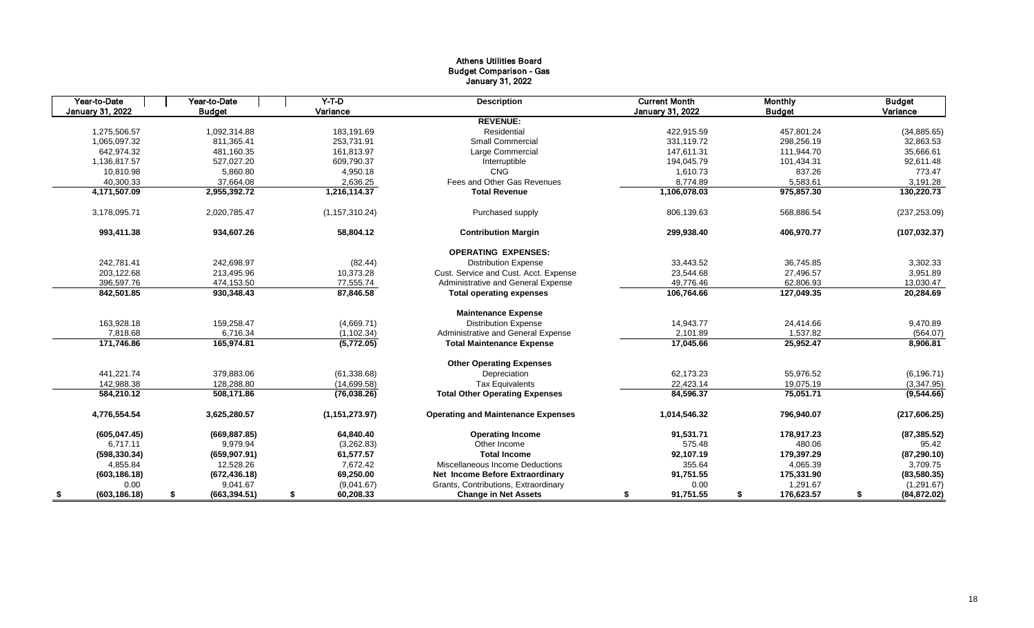# Athens Utilities Board
## Budget Comparison - Gas
### January 31, 2022

| Year-to-Date January 31, 2022 | Year-to-Date Budget | Y-T-D Variance | Description | Current Month January 31, 2022 | Monthly Budget | Budget Variance |
|---|---|---|---|---|---|---|
| | | | **REVENUE:** | | | |
| 1,275,506.57 | 1,092,314.88 | 183,191.69 | Residential | 422,915.59 | 457,801.24 | (34,885.65) |
| 1,065,097.32 | 811,365.41 | 253,731.91 | Small Commercial | 331,119.72 | 298,256.19 | 32,863.53 |
| 642,974.32 | 481,160.35 | 161,813.97 | Large Commercial | 147,611.31 | 111,944.70 | 35,666.61 |
| 1,136,817.57 | 527,027.20 | 609,790.37 | Interruptible | 194,045.79 | 101,434.31 | 92,611.48 |
| 10,810.98 | 5,860.80 | 4,950.18 | CNG | 1,610.73 | 837.26 | 773.47 |
| 40,300.33 | 37,664.08 | 2,636.25 | Fees and Other Gas Revenues | 8,774.89 | 5,583.61 | 3,191.28 |
| **4,171,507.09** | **2,955,392.72** | **1,216,114.37** | **Total Revenue** | **1,106,078.03** | **975,857.30** | **130,220.73** |
| 3,178,095.71 | 2,020,785.47 | (1,157,310.24) | Purchased supply | 806,139.63 | 568,886.54 | (237,253.09) |
| **993,411.38** | **934,607.26** | **58,804.12** | **Contribution Margin** | **299,938.40** | **406,970.77** | **(107,032.37)** |
| | | | **OPERATING EXPENSES:** | | | |
| 242,781.41 | 242,698.97 | (82.44) | Distribution Expense | 33,443.52 | 36,745.85 | 3,302.33 |
| 203,122.68 | 213,495.96 | 10,373.28 | Cust. Service and Cust. Acct. Expense | 23,544.68 | 27,496.57 | 3,951.89 |
| 396,597.76 | 474,153.50 | 77,555.74 | Administrative and General Expense | 49,776.46 | 62,806.93 | 13,030.47 |
| **842,501.85** | **930,348.43** | **87,846.58** | **Total operating expenses** | **106,764.66** | **127,049.35** | **20,284.69** |
| | | | **Maintenance Expense** | | | |
| 163,928.18 | 159,258.47 | (4,669.71) | Distribution Expense | 14,943.77 | 24,414.66 | 9,470.89 |
| 7,818.68 | 6,716.34 | (1,102.34) | Administrative and General Expense | 2,101.89 | 1,537.82 | (564.07) |
| **171,746.86** | **165,974.81** | **(5,772.05)** | **Total Maintenance Expense** | **17,045.66** | **25,952.47** | **8,906.81** |
| | | | **Other Operating Expenses** | | | |
| 441,221.74 | 379,883.06 | (61,338.68) | Depreciation | 62,173.23 | 55,976.52 | (6,196.71) |
| 142,988.38 | 128,288.80 | (14,699.58) | Tax Equivalents | 22,423.14 | 19,075.19 | (3,347.95) |
| **584,210.12** | **508,171.86** | **(76,038.26)** | **Total Other Operating Expenses** | **84,596.37** | **75,051.71** | **(9,544.66)** |
| **4,776,554.54** | **3,625,280.57** | **(1,151,273.97)** | **Operating and Maintenance Expenses** | **1,014,546.32** | **796,940.07** | **(217,606.25)** |
| **(605,047.45)** | **(669,887.85)** | **64,840.40** | **Operating Income** | **91,531.71** | **178,917.23** | **(87,385.52)** |
| 6,717.11 | 9,979.94 | (3,262.83) | Other Income | 575.48 | 480.06 | 95.42 |
| **(598,330.34)** | **(659,907.91)** | **61,577.57** | **Total Income** | **92,107.19** | **179,397.29** | **(87,290.10)** |
| 4,855.84 | 12,528.26 | 7,672.42 | Miscellaneous Income Deductions | 355.64 | 4,065.39 | 3,709.75 |
| **(603,186.18)** | **(672,436.18)** | **69,250.00** | **Net Income Before Extraordinary** | **91,751.55** | **175,331.90** | **(83,580.35)** |
| 0.00 | 9,041.67 | (9,041.67) | Grants, Contributions, Extraordinary | 0.00 | 1,291.67 | (1,291.67) |
| **$ (603,186.18)** | **$ (663,394.51)** | **$ 60,208.33** | **Change in Net Assets** | **$ 91,751.55** | **$ 176,623.57** | **$ (84,872.02)** |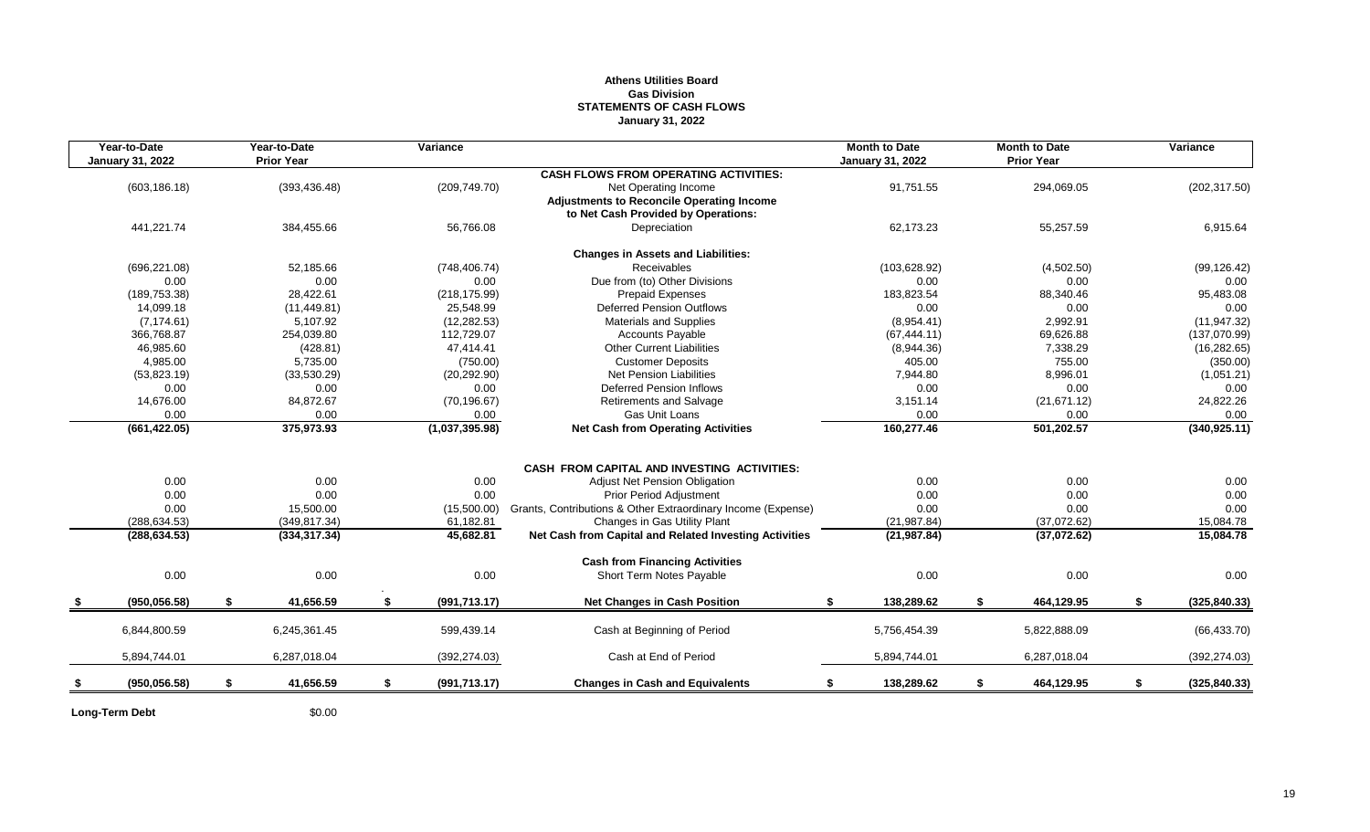# Athens Utilities Board
## Gas Division
## STATEMENTS OF CASH FLOWS
### January 31, 2022

| Year-to-Date January 31, 2022 | Year-to-Date Prior Year | Variance | | Month to Date January 31, 2022 | Month to Date Prior Year | Variance |
|---|---|---|---|---|---|---|
| | | | **CASH FLOWS FROM OPERATING ACTIVITIES:** | | | |
| (603,186.18) | (393,436.48) | (209,749.70) | Net Operating Income | 91,751.55 | 294,069.05 | (202,317.50) |
| | | | **Adjustments to Reconcile Operating Income to Net Cash Provided by Operations:** | | | |
| 441,221.74 | 384,455.66 | 56,766.08 | Depreciation | 62,173.23 | 55,257.59 | 6,915.64 |
| | | | **Changes in Assets and Liabilities:** | | | |
| (696,221.08) | 52,185.66 | (748,406.74) | Receivables | (103,628.92) | (4,502.50) | (99,126.42) |
| 0.00 | 0.00 | 0.00 | Due from (to) Other Divisions | 0.00 | 0.00 | 0.00 |
| (189,753.38) | 28,422.61 | (218,175.99) | Prepaid Expenses | 183,823.54 | 88,340.46 | 95,483.08 |
| 14,099.18 | (11,449.81) | 25,548.99 | Deferred Pension Outflows | 0.00 | 0.00 | 0.00 |
| (7,174.61) | 5,107.92 | (12,282.53) | Materials and Supplies | (8,954.41) | 2,992.91 | (11,947.32) |
| 366,768.87 | 254,039.80 | 112,729.07 | Accounts Payable | (67,444.11) | 69,626.88 | (137,070.99) |
| 46,985.60 | (428.81) | 47,414.41 | Other Current Liabilities | (8,944.36) | 7,338.29 | (16,282.65) |
| 4,985.00 | 5,735.00 | (750.00) | Customer Deposits | 405.00 | 755.00 | (350.00) |
| (53,823.19) | (33,530.29) | (20,292.90) | Net Pension Liabilities | 7,944.80 | 8,996.01 | (1,051.21) |
| 0.00 | 0.00 | 0.00 | Deferred Pension Inflows | 0.00 | 0.00 | 0.00 |
| 14,676.00 | 84,872.67 | (70,196.67) | Retirements and Salvage | 3,151.14 | (21,671.12) | 24,822.26 |
| 0.00 | 0.00 | 0.00 | Gas Unit Loans | 0.00 | 0.00 | 0.00 |
| **(661,422.05)** | **375,973.93** | **(1,037,395.98)** | **Net Cash from Operating Activities** | **160,277.46** | **501,202.57** | **(340,925.11)** |
| | | | **CASH FROM CAPITAL AND INVESTING ACTIVITIES:** | | | |
| 0.00 | 0.00 | 0.00 | Adjust Net Pension Obligation | 0.00 | 0.00 | 0.00 |
| 0.00 | 0.00 | 0.00 | Prior Period Adjustment | 0.00 | 0.00 | 0.00 |
| 0.00 | 15,500.00 | (15,500.00) | Grants, Contributions & Other Extraordinary Income (Expense) | 0.00 | 0.00 | 0.00 |
| (288,634.53) | (349,817.34) | 61,182.81 | Changes in Gas Utility Plant | (21,987.84) | (37,072.62) | 15,084.78 |
| **(288,634.53)** | **(334,317.34)** | **45,682.81** | **Net Cash from Capital and Related Investing Activities** | **(21,987.84)** | **(37,072.62)** | **15,084.78** |
| | | | **Cash from Financing Activities** | | | |
| 0.00 | 0.00 | 0.00 | Short Term Notes Payable | 0.00 | 0.00 | 0.00 |
| **$ (950,056.58)** | **$ 41,656.59** | **$ (991,713.17)** | **Net Changes in Cash Position** | **$ 138,289.62** | **$ 464,129.95** | **$ (325,840.33)** |
| 6,844,800.59 | 6,245,361.45 | 599,439.14 | Cash at Beginning of Period | 5,756,454.39 | 5,822,888.09 | (66,433.70) |
| 5,894,744.01 | 6,287,018.04 | (392,274.03) | Cash at End of Period | 5,894,744.01 | 6,287,018.04 | (392,274.03) |
| **$ (950,056.58)** | **$ 41,656.59** | **$ (991,713.17)** | **Changes in Cash and Equivalents** | **$ 138,289.62** | **$ 464,129.95** | **$ (325,840.33)** |

**Long-Term Debt** $0.00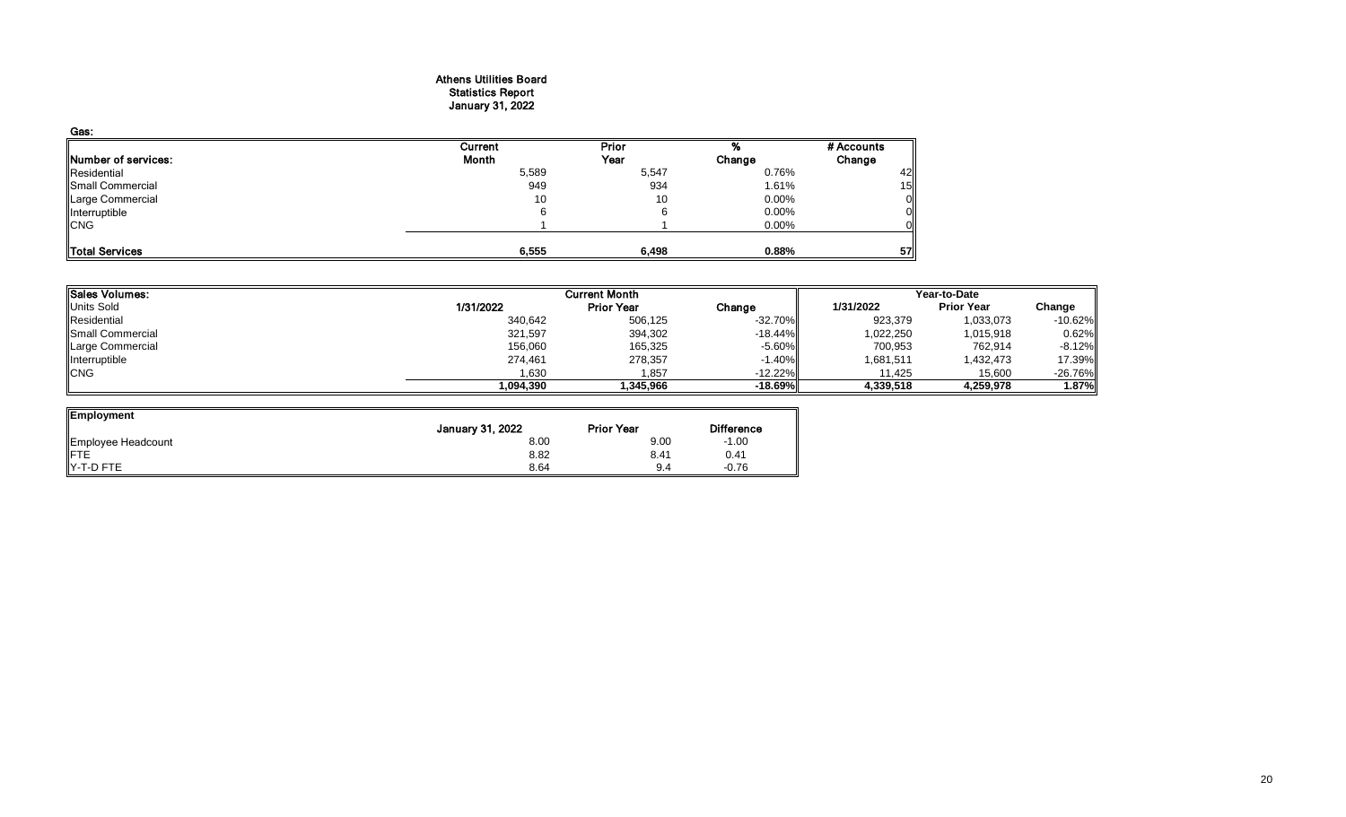# Athens Utilities Board
## Statistics Report
### January 31, 2022

**Gas:**

| Number of services: | Current Month | Prior Year | % Change | # Accounts Change |
|---|---|---|---|---|
| Residential | 5,589 | 5,547 | 0.76% | 42 |
| Small Commercial | 949 | 934 | 1.61% | 15 |
| Large Commercial | 10 | 10 | 0.00% | 0 |
| Interruptible | 6 | 6 | 0.00% | 0 |
| CNG | 1 | 1 | 0.00% | 0 |
| **Total Services** | **6,555** | **6,498** | **0.88%** | **57** |

| Sales Volumes: | Current Month | | | Year-to-Date | | |
|---|---|---|---|---|---|---|
| Units Sold | 1/31/2022 | Prior Year | Change | 1/31/2022 | Prior Year | Change |
| Residential | 340,642 | 506,125 | -32.70% | 923,379 | 1,033,073 | -10.62% |
| Small Commercial | 321,597 | 394,302 | -18.44% | 1,022,250 | 1,015,918 | 0.62% |
| Large Commercial | 156,060 | 165,325 | -5.60% | 700,953 | 762,914 | -8.12% |
| Interruptible | 274,461 | 278,357 | -1.40% | 1,681,511 | 1,432,473 | 17.39% |
| CNG | 1,630 | 1,857 | -12.22% | 11,425 | 15,600 | -26.76% |
| | **1,094,390** | **1,345,966** | **-18.69%** | **4,339,518** | **4,259,978** | **1.87%** |

| Employment | January 31, 2022 | Prior Year | Difference |
|---|---|---|---|
| Employee Headcount | 8.00 | 9.00 | -1.00 |
| FTE | 8.82 | 8.41 | 0.41 |
| Y-T-D FTE | 8.64 | 9.4 | -0.76 |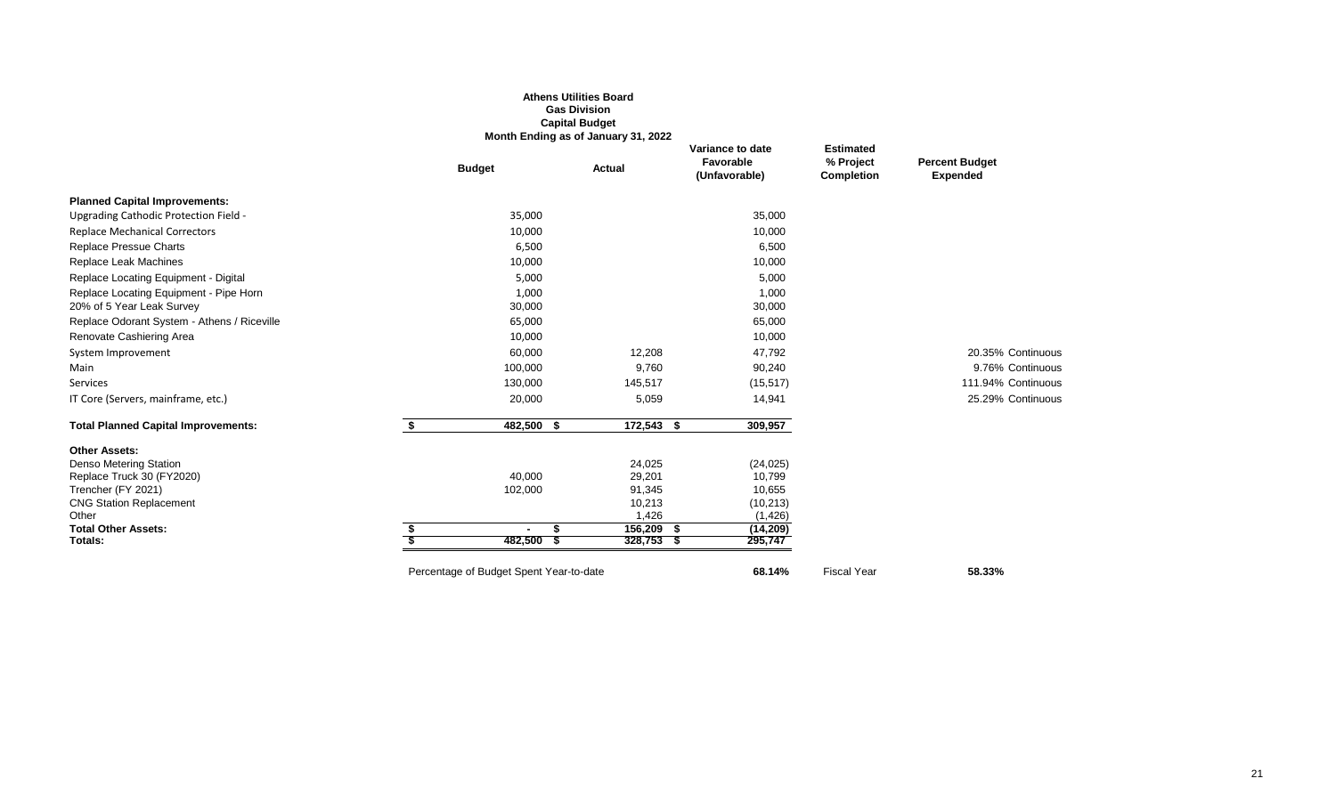**Athens Utilities Board**
**Gas Division**
**Capital Budget**
**Month Ending as of January 31, 2022**

| | Budget | Actual | Variance to date Favorable (Unfavorable) | Estimated % Project Completion | Percent Budget Expended |
|---|---|---|---|---|---|
| **Planned Capital Improvements:** | | | | | |
| Upgrading Cathodic Protection Field - | 35,000 | | 35,000 | | |
| Replace Mechanical Correctors | 10,000 | | 10,000 | | |
| Replace Pressue Charts | 6,500 | | 6,500 | | |
| Replace Leak Machines | 10,000 | | 10,000 | | |
| Replace Locating Equipment - Digital | 5,000 | | 5,000 | | |
| Replace Locating Equipment - Pipe Horn | 1,000 | | 1,000 | | |
| 20% of 5 Year Leak Survey | 30,000 | | 30,000 | | |
| Replace Odorant System - Athens / Riceville | 65,000 | | 65,000 | | |
| Renovate Cashiering Area | 10,000 | | 10,000 | | |
| System Improvement | 60,000 | 12,208 | 47,792 | | 20.35% Continuous |
| Main | 100,000 | 9,760 | 90,240 | | 9.76% Continuous |
| Services | 130,000 | 145,517 | (15,517) | | 111.94% Continuous |
| IT Core (Servers, mainframe, etc.) | 20,000 | 5,059 | 14,941 | | 25.29% Continuous |
| **Total Planned Capital Improvements:** | **$ 482,500** | **$ 172,543** | **$ 309,957** | | |
| **Other Assets:** | | | | | |
| Denso Metering Station | | 24,025 | (24,025) | | |
| Replace Truck 30 (FY2020) | 40,000 | 29,201 | 10,799 | | |
| Trencher (FY 2021) | 102,000 | 91,345 | 10,655 | | |
| CNG Station Replacement | | 10,213 | (10,213) | | |
| Other | | 1,426 | (1,426) | | |
| **Total Other Assets:** | **$ -** | **$ 156,209** | **$ (14,209)** | | |
| **Totals:** | **$ 482,500** | **$ 328,753** | **$ 295,747** | | |
| Percentage of Budget Spent Year-to-date | | | **68.14%** | Fiscal Year | **58.33%** |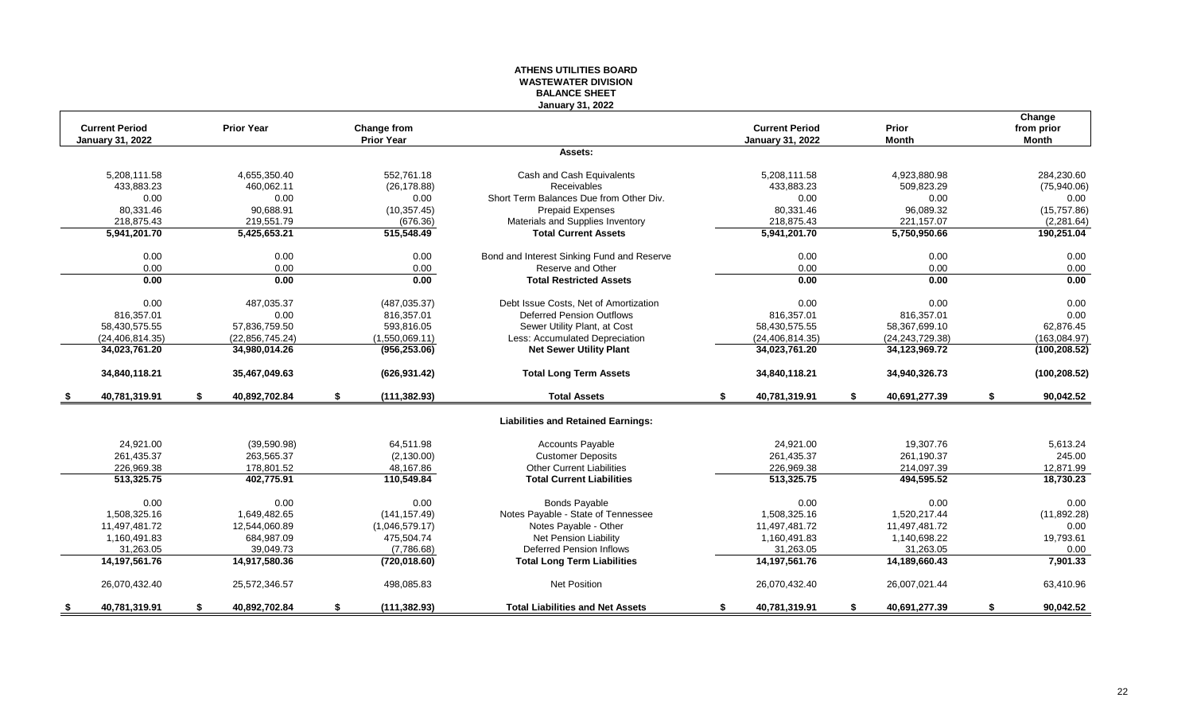# ATHENS UTILITIES BOARD
## WASTEWATER DIVISION
## BALANCE SHEET
### January 31, 2022

| Current Period January 31, 2022 | Prior Year | Change from Prior Year | | Current Period January 31, 2022 | Prior Month | Change from prior Month |
|---|---|---|---|---|---|---|
| | | | **Assets:** | | | |
| 5,208,111.58 | 4,655,350.40 | 552,761.18 | Cash and Cash Equivalents | 5,208,111.58 | 4,923,880.98 | 284,230.60 |
| 433,883.23 | 460,062.11 | (26,178.88) | Receivables | 433,883.23 | 509,823.29 | (75,940.06) |
| 0.00 | 0.00 | 0.00 | Short Term Balances Due from Other Div. | 0.00 | 0.00 | 0.00 |
| 80,331.46 | 90,688.91 | (10,357.45) | Prepaid Expenses | 80,331.46 | 96,089.32 | (15,757.86) |
| 218,875.43 | 219,551.79 | (676.36) | Materials and Supplies Inventory | 218,875.43 | 221,157.07 | (2,281.64) |
| **5,941,201.70** | **5,425,653.21** | **515,548.49** | **Total Current Assets** | **5,941,201.70** | **5,750,950.66** | **190,251.04** |
| 0.00 | 0.00 | 0.00 | Bond and Interest Sinking Fund and Reserve | 0.00 | 0.00 | 0.00 |
| 0.00 | 0.00 | 0.00 | Reserve and Other | 0.00 | 0.00 | 0.00 |
| **0.00** | **0.00** | **0.00** | **Total Restricted Assets** | **0.00** | **0.00** | **0.00** |
| 0.00 | 487,035.37 | (487,035.37) | Debt Issue Costs, Net of Amortization | 0.00 | 0.00 | 0.00 |
| 816,357.01 | 0.00 | 816,357.01 | Deferred Pension Outflows | 816,357.01 | 816,357.01 | 0.00 |
| 58,430,575.55 | 57,836,759.50 | 593,816.05 | Sewer Utility Plant, at Cost | 58,430,575.55 | 58,367,699.10 | 62,876.45 |
| (24,406,814.35) | (22,856,745.24) | (1,550,069.11) | Less: Accumulated Depreciation | (24,406,814.35) | (24,243,729.38) | (163,084.97) |
| **34,023,761.20** | **34,980,014.26** | **(956,253.06)** | **Net Sewer Utility Plant** | **34,023,761.20** | **34,123,969.72** | **(100,208.52)** |
| **34,840,118.21** | **35,467,049.63** | **(626,931.42)** | **Total Long Term Assets** | **34,840,118.21** | **34,940,326.73** | **(100,208.52)** |
| **$ 40,781,319.91** | **$ 40,892,702.84** | **$ (111,382.93)** | **Total Assets** | **$ 40,781,319.91** | **$ 40,691,277.39** | **$ 90,042.52** |
| | | | **Liabilities and Retained Earnings:** | | | |
| 24,921.00 | (39,590.98) | 64,511.98 | Accounts Payable | 24,921.00 | 19,307.76 | 5,613.24 |
| 261,435.37 | 263,565.37 | (2,130.00) | Customer Deposits | 261,435.37 | 261,190.37 | 245.00 |
| 226,969.38 | 178,801.52 | 48,167.86 | Other Current Liabilities | 226,969.38 | 214,097.39 | 12,871.99 |
| **513,325.75** | **402,775.91** | **110,549.84** | **Total Current Liabilities** | **513,325.75** | **494,595.52** | **18,730.23** |
| 0.00 | 0.00 | 0.00 | Bonds Payable | 0.00 | 0.00 | 0.00 |
| 1,508,325.16 | 1,649,482.65 | (141,157.49) | Notes Payable - State of Tennessee | 1,508,325.16 | 1,520,217.44 | (11,892.28) |
| 11,497,481.72 | 12,544,060.89 | (1,046,579.17) | Notes Payable - Other | 11,497,481.72 | 11,497,481.72 | 0.00 |
| 1,160,491.83 | 684,987.09 | 475,504.74 | Net Pension Liability | 1,160,491.83 | 1,140,698.22 | 19,793.61 |
| 31,263.05 | 39,049.73 | (7,786.68) | Deferred Pension Inflows | 31,263.05 | 31,263.05 | 0.00 |
| **14,197,561.76** | **14,917,580.36** | **(720,018.60)** | **Total Long Term Liabilities** | **14,197,561.76** | **14,189,660.43** | **7,901.33** |
| 26,070,432.40 | 25,572,346.57 | 498,085.83 | Net Position | 26,070,432.40 | 26,007,021.44 | 63,410.96 |
| **$ 40,781,319.91** | **$ 40,892,702.84** | **$ (111,382.93)** | **Total Liabilities and Net Assets** | **$ 40,781,319.91** | **$ 40,691,277.39** | **$ 90,042.52** |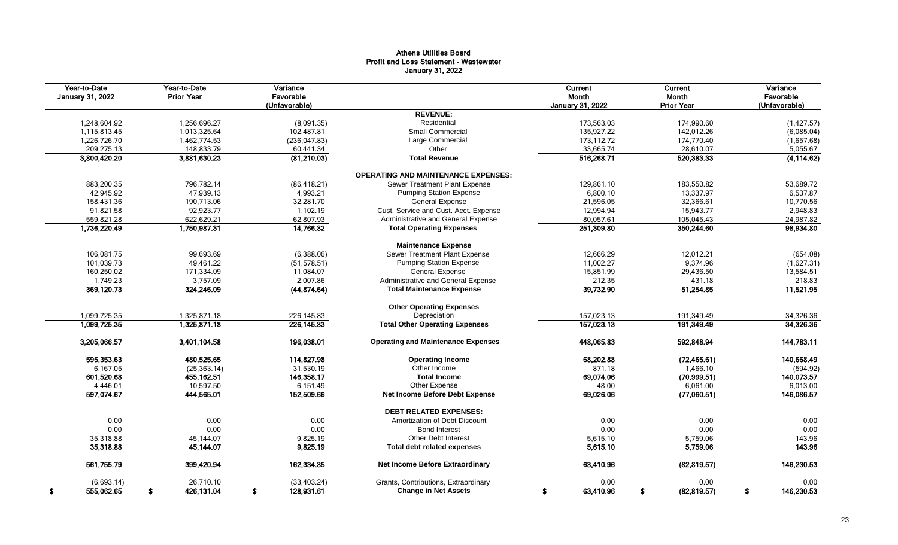# Athens Utilities Board
## Profit and Loss Statement - Wastewater
### January 31, 2022

| Year-to-Date January 31, 2022 | Year-to-Date Prior Year | Variance Favorable (Unfavorable) | | Current Month January 31, 2022 | Current Month Prior Year | Variance Favorable (Unfavorable) |
|---|---|---|---|---|---|---|
| | | | **REVENUE:** | | | |
| 1,248,604.92 | 1,256,696.27 | (8,091.35) | Residential | 173,563.03 | 174,990.60 | (1,427.57) |
| 1,115,813.45 | 1,013,325.64 | 102,487.81 | Small Commercial | 135,927.22 | 142,012.26 | (6,085.04) |
| 1,226,726.70 | 1,462,774.53 | (236,047.83) | Large Commercial | 173,112.72 | 174,770.40 | (1,657.68) |
| 209,275.13 | 148,833.79 | 60,441.34 | Other | 33,665.74 | 28,610.07 | 5,055.67 |
| **3,800,420.20** | **3,881,630.23** | **(81,210.03)** | **Total Revenue** | **516,268.71** | **520,383.33** | **(4,114.62)** |
| | | | **OPERATING AND MAINTENANCE EXPENSES:** | | | |
| 883,200.35 | 796,782.14 | (86,418.21) | Sewer Treatment Plant Expense | 129,861.10 | 183,550.82 | 53,689.72 |
| 42,945.92 | 47,939.13 | 4,993.21 | Pumping Station Expense | 6,800.10 | 13,337.97 | 6,537.87 |
| 158,431.36 | 190,713.06 | 32,281.70 | General Expense | 21,596.05 | 32,366.61 | 10,770.56 |
| 91,821.58 | 92,923.77 | 1,102.19 | Cust. Service and Cust. Acct. Expense | 12,994.94 | 15,943.77 | 2,948.83 |
| 559,821.28 | 622,629.21 | 62,807.93 | Administrative and General Expense | 80,057.61 | 105,045.43 | 24,987.82 |
| **1,736,220.49** | **1,750,987.31** | **14,766.82** | **Total Operating Expenses** | **251,309.80** | **350,244.60** | **98,934.80** |
| | | | **Maintenance Expense** | | | |
| 106,081.75 | 99,693.69 | (6,388.06) | Sewer Treatment Plant Expense | 12,666.29 | 12,012.21 | (654.08) |
| 101,039.73 | 49,461.22 | (51,578.51) | Pumping Station Expense | 11,002.27 | 9,374.96 | (1,627.31) |
| 160,250.02 | 171,334.09 | 11,084.07 | General Expense | 15,851.99 | 29,436.50 | 13,584.51 |
| 1,749.23 | 3,757.09 | 2,007.86 | Administrative and General Expense | 212.35 | 431.18 | 218.83 |
| **369,120.73** | **324,246.09** | **(44,874.64)** | **Total Maintenance Expense** | **39,732.90** | **51,254.85** | **11,521.95** |
| | | | **Other Operating Expenses** | | | |
| 1,099,725.35 | 1,325,871.18 | 226,145.83 | Depreciation | 157,023.13 | 191,349.49 | 34,326.36 |
| **1,099,725.35** | **1,325,871.18** | **226,145.83** | **Total Other Operating Expenses** | **157,023.13** | **191,349.49** | **34,326.36** |
| **3,205,066.57** | **3,401,104.58** | **196,038.01** | **Operating and Maintenance Expenses** | **448,065.83** | **592,848.94** | **144,783.11** |
| **595,353.63** | **480,525.65** | **114,827.98** | **Operating Income** | **68,202.88** | **(72,465.61)** | **140,668.49** |
| 6,167.05 | (25,363.14) | 31,530.19 | Other Income | 871.18 | 1,466.10 | (594.92) |
| **601,520.68** | **455,162.51** | **146,358.17** | **Total Income** | **69,074.06** | **(70,999.51)** | **140,073.57** |
| 4,446.01 | 10,597.50 | 6,151.49 | Other Expense | 48.00 | 6,061.00 | 6,013.00 |
| **597,074.67** | **444,565.01** | **152,509.66** | **Net Income Before Debt Expense** | **69,026.06** | **(77,060.51)** | **146,086.57** |
| | | | **DEBT RELATED EXPENSES:** | | | |
| 0.00 | 0.00 | 0.00 | Amortization of Debt Discount | 0.00 | 0.00 | 0.00 |
| 0.00 | 0.00 | 0.00 | Bond Interest | 0.00 | 0.00 | 0.00 |
| 35,318.88 | 45,144.07 | 9,825.19 | Other Debt Interest | 5,615.10 | 5,759.06 | 143.96 |
| **35,318.88** | **45,144.07** | **9,825.19** | **Total debt related expenses** | **5,615.10** | **5,759.06** | **143.96** |
| **561,755.79** | **399,420.94** | **162,334.85** | **Net Income Before Extraordinary** | **63,410.96** | **(82,819.57)** | **146,230.53** |
| (6,693.14) | 26,710.10 | (33,403.24) | Grants, Contributions, Extraordinary | 0.00 | 0.00 | 0.00 |
| **$ 555,062.65** | **$ 426,131.04** | **$ 128,931.61** | **Change in Net Assets** | **$ 63,410.96** | **$ (82,819.57)** | **$ 146,230.53** |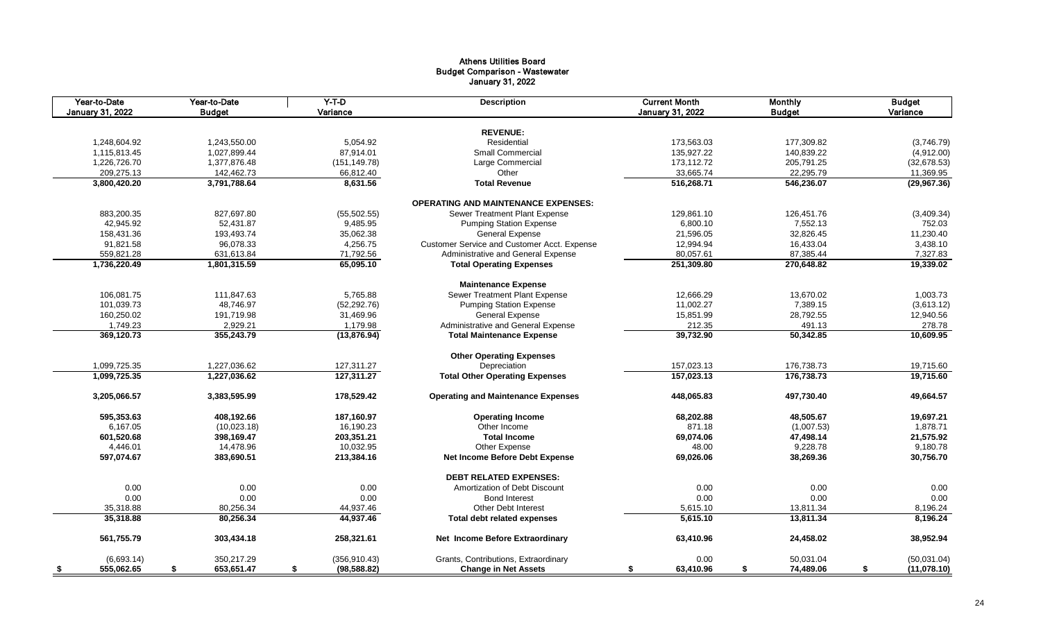# Athens Utilities Board
## Budget Comparison - Wastewater
### January 31, 2022

| Year-to-Date January 31, 2022 | Year-to-Date Budget | Y-T-D Variance | Description | Current Month January 31, 2022 | Monthly Budget | Budget Variance |
|---|---|---|---|---|---|---|
| | | | **REVENUE:** | | | |
| 1,248,604.92 | 1,243,550.00 | 5,054.92 | Residential | 173,563.03 | 177,309.82 | (3,746.79) |
| 1,115,813.45 | 1,027,899.44 | 87,914.01 | Small Commercial | 135,927.22 | 140,839.22 | (4,912.00) |
| 1,226,726.70 | 1,377,876.48 | (151,149.78) | Large Commercial | 173,112.72 | 205,791.25 | (32,678.53) |
| 209,275.13 | 142,462.73 | 66,812.40 | Other | 33,665.74 | 22,295.79 | 11,369.95 |
| **3,800,420.20** | **3,791,788.64** | **8,631.56** | **Total Revenue** | **516,268.71** | **546,236.07** | **(29,967.36)** |
| | | | **OPERATING AND MAINTENANCE EXPENSES:** | | | |
| 883,200.35 | 827,697.80 | (55,502.55) | Sewer Treatment Plant Expense | 129,861.10 | 126,451.76 | (3,409.34) |
| 42,945.92 | 52,431.87 | 9,485.95 | Pumping Station Expense | 6,800.10 | 7,552.13 | 752.03 |
| 158,431.36 | 193,493.74 | 35,062.38 | General Expense | 21,596.05 | 32,826.45 | 11,230.40 |
| 91,821.58 | 96,078.33 | 4,256.75 | Customer Service and Customer Acct. Expense | 12,994.94 | 16,433.04 | 3,438.10 |
| 559,821.28 | 631,613.84 | 71,792.56 | Administrative and General Expense | 80,057.61 | 87,385.44 | 7,327.83 |
| **1,736,220.49** | **1,801,315.59** | **65,095.10** | **Total Operating Expenses** | **251,309.80** | **270,648.82** | **19,339.02** |
| | | | **Maintenance Expense** | | | |
| 106,081.75 | 111,847.63 | 5,765.88 | Sewer Treatment Plant Expense | 12,666.29 | 13,670.02 | 1,003.73 |
| 101,039.73 | 48,746.97 | (52,292.76) | Pumping Station Expense | 11,002.27 | 7,389.15 | (3,613.12) |
| 160,250.02 | 191,719.98 | 31,469.96 | General Expense | 15,851.99 | 28,792.55 | 12,940.56 |
| 1,749.23 | 2,929.21 | 1,179.98 | Administrative and General Expense | 212.35 | 491.13 | 278.78 |
| **369,120.73** | **355,243.79** | **(13,876.94)** | **Total Maintenance Expense** | **39,732.90** | **50,342.85** | **10,609.95** |
| | | | **Other Operating Expenses** | | | |
| 1,099,725.35 | 1,227,036.62 | 127,311.27 | Depreciation | 157,023.13 | 176,738.73 | 19,715.60 |
| **1,099,725.35** | **1,227,036.62** | **127,311.27** | **Total Other Operating Expenses** | **157,023.13** | **176,738.73** | **19,715.60** |
| **3,205,066.57** | **3,383,595.99** | **178,529.42** | **Operating and Maintenance Expenses** | **448,065.83** | **497,730.40** | **49,664.57** |
| **595,353.63** | **408,192.66** | **187,160.97** | **Operating Income** | **68,202.88** | **48,505.67** | **19,697.21** |
| 6,167.05 | (10,023.18) | 16,190.23 | Other Income | 871.18 | (1,007.53) | 1,878.71 |
| **601,520.68** | **398,169.47** | **203,351.21** | **Total Income** | **69,074.06** | **47,498.14** | **21,575.92** |
| 4,446.01 | 14,478.96 | 10,032.95 | Other Expense | 48.00 | 9,228.78 | 9,180.78 |
| **597,074.67** | **383,690.51** | **213,384.16** | **Net Income Before Debt Expense** | **69,026.06** | **38,269.36** | **30,756.70** |
| | | | **DEBT RELATED EXPENSES:** | | | |
| 0.00 | 0.00 | 0.00 | Amortization of Debt Discount | 0.00 | 0.00 | 0.00 |
| 0.00 | 0.00 | 0.00 | Bond Interest | 0.00 | 0.00 | 0.00 |
| 35,318.88 | 80,256.34 | 44,937.46 | Other Debt Interest | 5,615.10 | 13,811.34 | 8,196.24 |
| **35,318.88** | **80,256.34** | **44,937.46** | **Total debt related expenses** | **5,615.10** | **13,811.34** | **8,196.24** |
| **561,755.79** | **303,434.18** | **258,321.61** | **Net Income Before Extraordinary** | **63,410.96** | **24,458.02** | **38,952.94** |
| (6,693.14) | 350,217.29 | (356,910.43) | Grants, Contributions, Extraordinary | 0.00 | 50,031.04 | (50,031.04) |
| **$ 555,062.65** | **$ 653,651.47** | **$ (98,588.82)** | **Change in Net Assets** | **$ 63,410.96** | **$ 74,489.06** | **$ (11,078.10)** |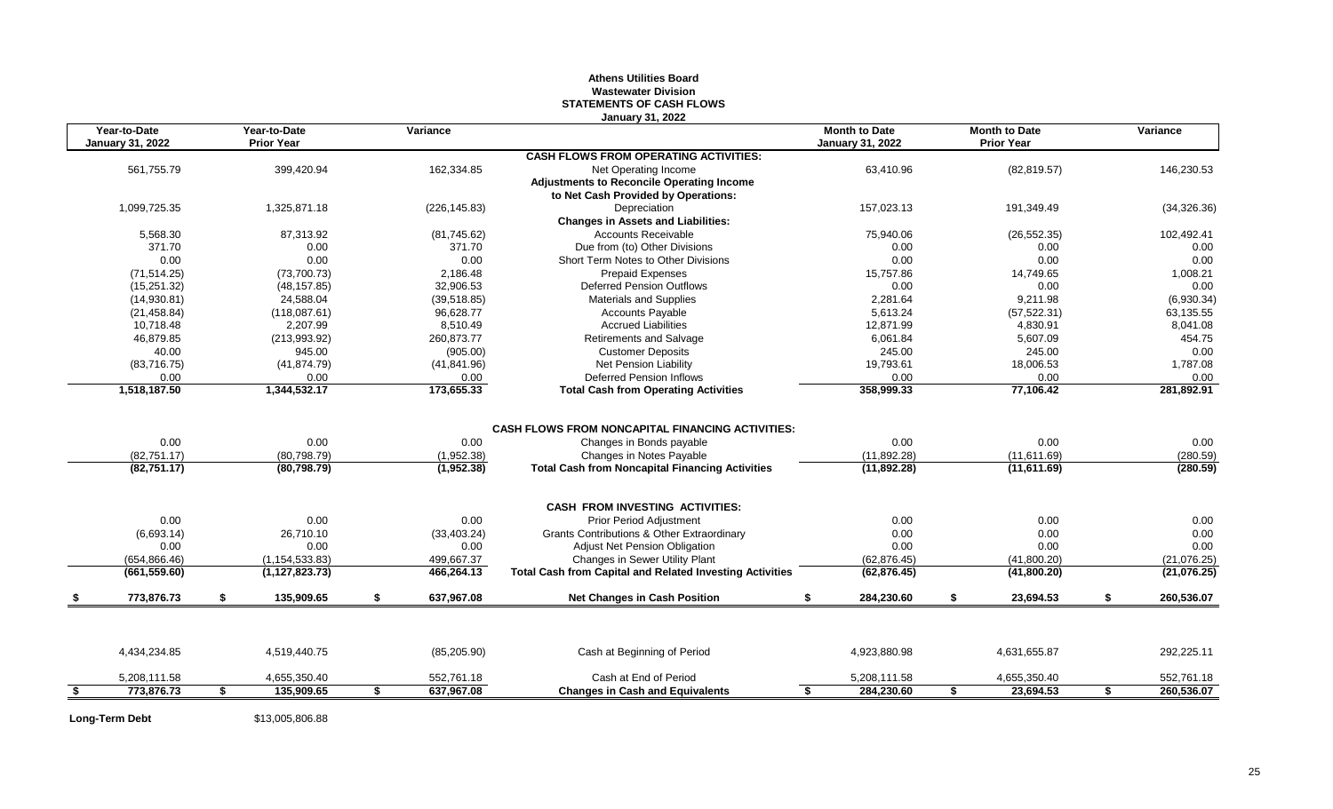# Athens Utilities Board
## Wastewater Division
## STATEMENTS OF CASH FLOWS
### January 31, 2022

| Year-to-Date January 31, 2022 | Year-to-Date Prior Year | Variance | | Month to Date January 31, 2022 | Month to Date Prior Year | Variance |
|---|---|---|---|---|---|---|
| | | | **CASH FLOWS FROM OPERATING ACTIVITIES:** | | | |
| 561,755.79 | 399,420.94 | 162,334.85 | Net Operating Income | 63,410.96 | (82,819.57) | 146,230.53 |
| | | | **Adjustments to Reconcile Operating Income** | | | |
| | | | **to Net Cash Provided by Operations:** | | | |
| 1,099,725.35 | 1,325,871.18 | (226,145.83) | Depreciation | 157,023.13 | 191,349.49 | (34,326.36) |
| | | | **Changes in Assets and Liabilities:** | | | |
| 5,568.30 | 87,313.92 | (81,745.62) | Accounts Receivable | 75,940.06 | (26,552.35) | 102,492.41 |
| 371.70 | 0.00 | 371.70 | Due from (to) Other Divisions | 0.00 | 0.00 | 0.00 |
| 0.00 | 0.00 | 0.00 | Short Term Notes to Other Divisions | 0.00 | 0.00 | 0.00 |
| (71,514.25) | (73,700.73) | 2,186.48 | Prepaid Expenses | 15,757.86 | 14,749.65 | 1,008.21 |
| (15,251.32) | (48,157.85) | 32,906.53 | Deferred Pension Outflows | 0.00 | 0.00 | 0.00 |
| (14,930.81) | 24,588.04 | (39,518.85) | Materials and Supplies | 2,281.64 | 9,211.98 | (6,930.34) |
| (21,458.84) | (118,087.61) | 96,628.77 | Accounts Payable | 5,613.24 | (57,522.31) | 63,135.55 |
| 10,718.48 | 2,207.99 | 8,510.49 | Accrued Liabilities | 12,871.99 | 4,830.91 | 8,041.08 |
| 46,879.85 | (213,993.92) | 260,873.77 | Retirements and Salvage | 6,061.84 | 5,607.09 | 454.75 |
| 40.00 | 945.00 | (905.00) | Customer Deposits | 245.00 | 245.00 | 0.00 |
| (83,716.75) | (41,874.79) | (41,841.96) | Net Pension Liability | 19,793.61 | 18,006.53 | 1,787.08 |
| 0.00 | 0.00 | 0.00 | Deferred Pension Inflows | 0.00 | 0.00 | 0.00 |
| **1,518,187.50** | **1,344,532.17** | **173,655.33** | **Total Cash from Operating Activities** | **358,999.33** | **77,106.42** | **281,892.91** |
| | | | **CASH FLOWS FROM NONCAPITAL FINANCING ACTIVITIES:** | | | |
| 0.00 | 0.00 | 0.00 | Changes in Bonds payable | 0.00 | 0.00 | 0.00 |
| (82,751.17) | (80,798.79) | (1,952.38) | Changes in Notes Payable | (11,892.28) | (11,611.69) | (280.59) |
| **(82,751.17)** | **(80,798.79)** | **(1,952.38)** | **Total Cash from Noncapital Financing Activities** | **(11,892.28)** | **(11,611.69)** | **(280.59)** |
| | | | **CASH FROM INVESTING ACTIVITIES:** | | | |
| 0.00 | 0.00 | 0.00 | Prior Period Adjustment | 0.00 | 0.00 | 0.00 |
| (6,693.14) | 26,710.10 | (33,403.24) | Grants Contributions & Other Extraordinary | 0.00 | 0.00 | 0.00 |
| 0.00 | 0.00 | 0.00 | Adjust Net Pension Obligation | 0.00 | 0.00 | 0.00 |
| (654,866.46) | (1,154,533.83) | 499,667.37 | Changes in Sewer Utility Plant | (62,876.45) | (41,800.20) | (21,076.25) |
| **(661,559.60)** | **(1,127,823.73)** | **466,264.13** | **Total Cash from Capital and Related Investing Activities** | **(62,876.45)** | **(41,800.20)** | **(21,076.25)** |
| **$ 773,876.73** | **$ 135,909.65** | **$ 637,967.08** | **Net Changes in Cash Position** | **$ 284,230.60** | **$ 23,694.53** | **$ 260,536.07** |
| 4,434,234.85 | 4,519,440.75 | (85,205.90) | Cash at Beginning of Period | 4,923,880.98 | 4,631,655.87 | 292,225.11 |
| 5,208,111.58 | 4,655,350.40 | 552,761.18 | Cash at End of Period | 5,208,111.58 | 4,655,350.40 | 552,761.18 |
| **$ 773,876.73** | **$ 135,909.65** | **$ 637,967.08** | **Changes in Cash and Equivalents** | **$ 284,230.60** | **$ 23,694.53** | **$ 260,536.07** |

**Long-Term Debt** $13,005,806.88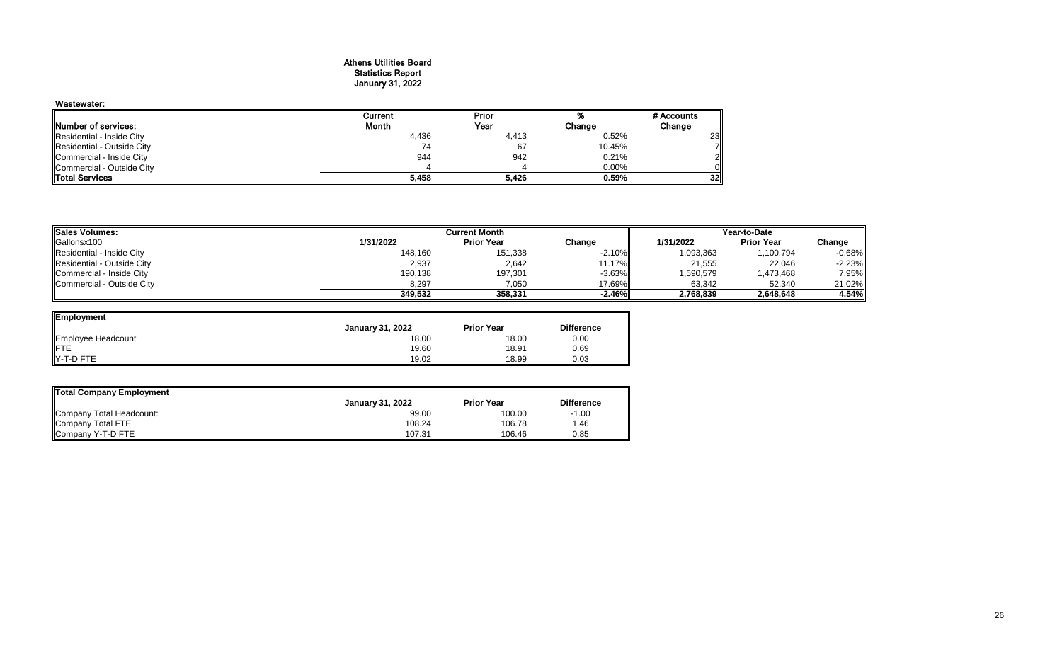# Athens Utilities Board
## Statistics Report
## January 31, 2022

### Wastewater:

| Number of services: | Current Month | Prior Year | % Change | # Accounts Change |
|---|---|---|---|---|
| Residential - Inside City | 4,436 | 4,413 | 0.52% | 23 |
| Residential - Outside City | 74 | 67 | 10.45% | 7 |
| Commercial - Inside City | 944 | 942 | 0.21% | 2 |
| Commercial - Outside City | 4 | 4 | 0.00% | 0 |
| **Total Services** | **5,458** | **5,426** | **0.59%** | **32** |

| Sales Volumes: | Current Month | | | Year-to-Date | | |
|---|---|---|---|---|---|---|
| Gallonsx100 | 1/31/2022 | Prior Year | Change | 1/31/2022 | Prior Year | Change |
| Residential - Inside City | 148,160 | 151,338 | -2.10% | 1,093,363 | 1,100,794 | -0.68% |
| Residential - Outside City | 2,937 | 2,642 | 11.17% | 21,555 | 22,046 | -2.23% |
| Commercial - Inside City | 190,138 | 197,301 | -3.63% | 1,590,579 | 1,473,468 | 7.95% |
| Commercial - Outside City | 8,297 | 7,050 | 17.69% | 63,342 | 52,340 | 21.02% |
| | **349,532** | **358,331** | **-2.46%** | **2,768,839** | **2,648,648** | **4.54%** |

| Employment | January 31, 2022 | Prior Year | Difference |
|---|---|---|---|
| Employee Headcount | 18.00 | 18.00 | 0.00 |
| FTE | 19.60 | 18.91 | 0.69 |
| Y-T-D FTE | 19.02 | 18.99 | 0.03 |

| Total Company Employment | January 31, 2022 | Prior Year | Difference |
|---|---|---|---|
| Company Total Headcount: | 99.00 | 100.00 | -1.00 |
| Company Total FTE | 108.24 | 106.78 | 1.46 |
| Company Y-T-D FTE | 107.31 | 106.46 | 0.85 |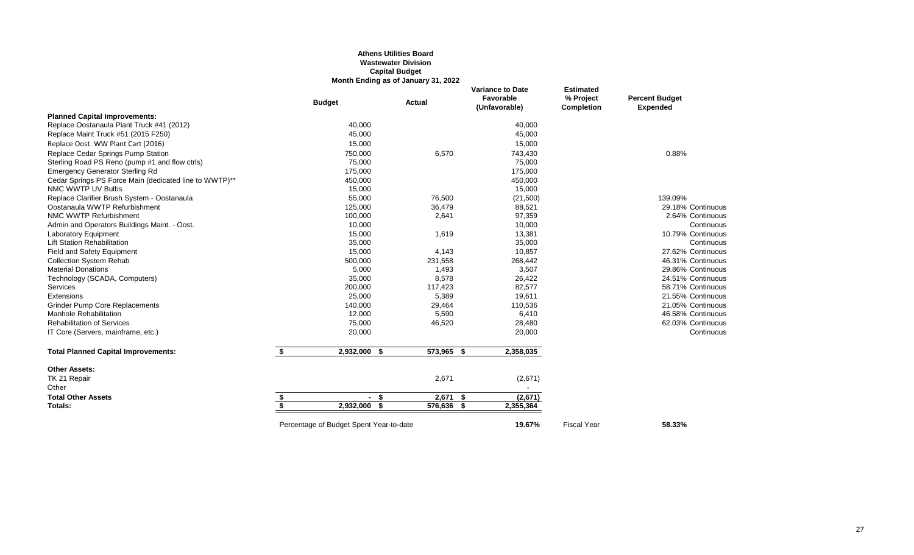# Athens Utilities Board
## Wastewater Division
## Capital Budget
### Month Ending as of January 31, 2022

| | Budget | Actual | Variance to Date Favorable (Unfavorable) | Estimated % Project Completion | Percent Budget Expended |
|---|---|---|---|---|---|
| **Planned Capital Improvements:** | | | | | |
| Replace Oostanaula Plant Truck #41 (2012) | 40,000 | | 40,000 | | |
| Replace Maint Truck #51 (2015 F250) | 45,000 | | 45,000 | | |
| Replace Oost. WW Plant Cart (2016) | 15,000 | | 15,000 | | |
| Replace Cedar Springs Pump Station | 750,000 | 6,570 | 743,430 | | 0.88% |
| Sterling Road PS Reno (pump #1 and flow ctrls) | 75,000 | | 75,000 | | |
| Emergency Generator Sterling Rd | 175,000 | | 175,000 | | |
| Cedar Springs PS Force Main (dedicated line to WWTP)** | 450,000 | | 450,000 | | |
| NMC WWTP UV Bulbs | 15,000 | | 15,000 | | |
| Replace Clarifier Brush System - Oostanaula | 55,000 | 76,500 | (21,500) | | 139.09% |
| Oostanaula WWTP Refurbishment | 125,000 | 36,479 | 88,521 | | 29.18% Continuous |
| NMC WWTP Refurbishment | 100,000 | 2,641 | 97,359 | | 2.64% Continuous |
| Admin and Operators Buildings Maint. - Oost. | 10,000 | | 10,000 | | Continuous |
| Laboratory Equipment | 15,000 | 1,619 | 13,381 | | 10.79% Continuous |
| Lift Station Rehabilitation | 35,000 | | 35,000 | | Continuous |
| Field and Safety Equipment | 15,000 | 4,143 | 10,857 | | 27.62% Continuous |
| Collection System Rehab | 500,000 | 231,558 | 268,442 | | 46.31% Continuous |
| Material Donations | 5,000 | 1,493 | 3,507 | | 29.86% Continuous |
| Technology (SCADA, Computers) | 35,000 | 8,578 | 26,422 | | 24.51% Continuous |
| Services | 200,000 | 117,423 | 82,577 | | 58.71% Continuous |
| Extensions | 25,000 | 5,389 | 19,611 | | 21.55% Continuous |
| Grinder Pump Core Replacements | 140,000 | 29,464 | 110,536 | | 21.05% Continuous |
| Manhole Rehabilitation | 12,000 | 5,590 | 6,410 | | 46.58% Continuous |
| Rehabilitation of Services | 75,000 | 46,520 | 28,480 | | 62.03% Continuous |
| IT Core (Servers, mainframe, etc.) | 20,000 | | 20,000 | | Continuous |
| **Total Planned Capital Improvements:** | **$ 2,932,000** | **$ 573,965** | **$ 2,358,035** | | |
| **Other Assets:** | | | | | |
| TK 21 Repair | | 2,671 | (2,671) | | |
| Other | | | - | | |
| **Total Other Assets** | **$ -** | **$ 2,671** | **$ (2,671)** | | |
| **Totals:** | **$ 2,932,000** | **$ 576,636** | **$ 2,355,364** | | |
| | Percentage of Budget Spent Year-to-date | | **19.67%** | Fiscal Year | **58.33%** |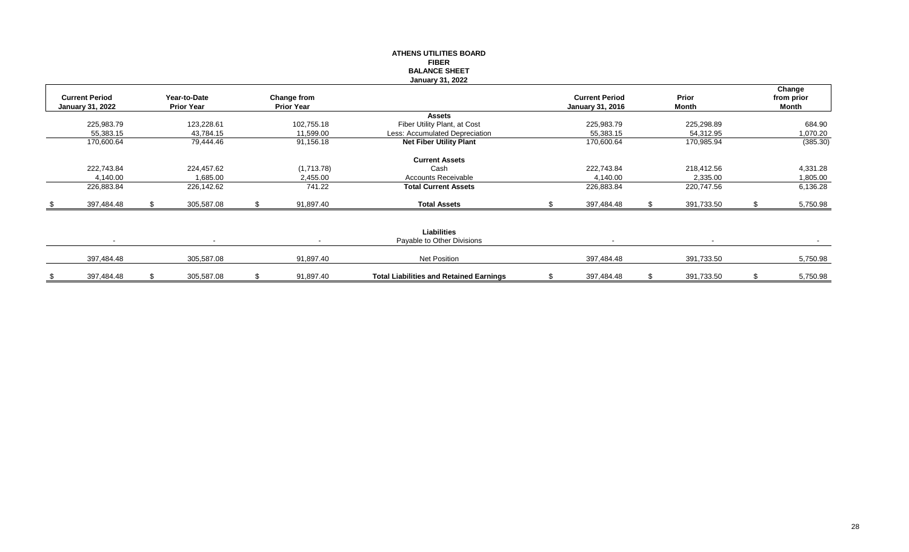# ATHENS UTILITIES BOARD
## FIBER
## BALANCE SHEET
### January 31, 2022

| Current Period January 31, 2022 | Year-to-Date Prior Year | Change from Prior Year | | Current Period January 31, 2016 | Prior Month | Change from prior Month |
|---|---|---|---|---|---|---|
| | | | **Assets** | | | |
| 225,983.79 | 123,228.61 | 102,755.18 | Fiber Utility Plant, at Cost | 225,983.79 | 225,298.89 | 684.90 |
| 55,383.15 | 43,784.15 | 11,599.00 | Less: Accumulated Depreciation | 55,383.15 | 54,312.95 | 1,070.20 |
| 170,600.64 | 79,444.46 | 91,156.18 | **Net Fiber Utility Plant** | 170,600.64 | 170,985.94 | (385.30) |
| | | | **Current Assets** | | | |
| 222,743.84 | 224,457.62 | (1,713.78) | Cash | 222,743.84 | 218,412.56 | 4,331.28 |
| 4,140.00 | 1,685.00 | 2,455.00 | Accounts Receivable | 4,140.00 | 2,335.00 | 1,805.00 |
| 226,883.84 | 226,142.62 | 741.22 | **Total Current Assets** | 226,883.84 | 220,747.56 | 6,136.28 |
| $ 397,484.48 | $ 305,587.08 | $ 91,897.40 | **Total Assets** | $ 397,484.48 | $ 391,733.50 | $ 5,750.98 |
| | | | **Liabilities** | | | |
| - | - | - | Payable to Other Divisions | - | - | - |
| 397,484.48 | 305,587.08 | 91,897.40 | Net Position | 397,484.48 | 391,733.50 | 5,750.98 |
| $ 397,484.48 | $ 305,587.08 | $ 91,897.40 | **Total Liabilities and Retained Earnings** | $ 397,484.48 | $ 391,733.50 | $ 5,750.98 |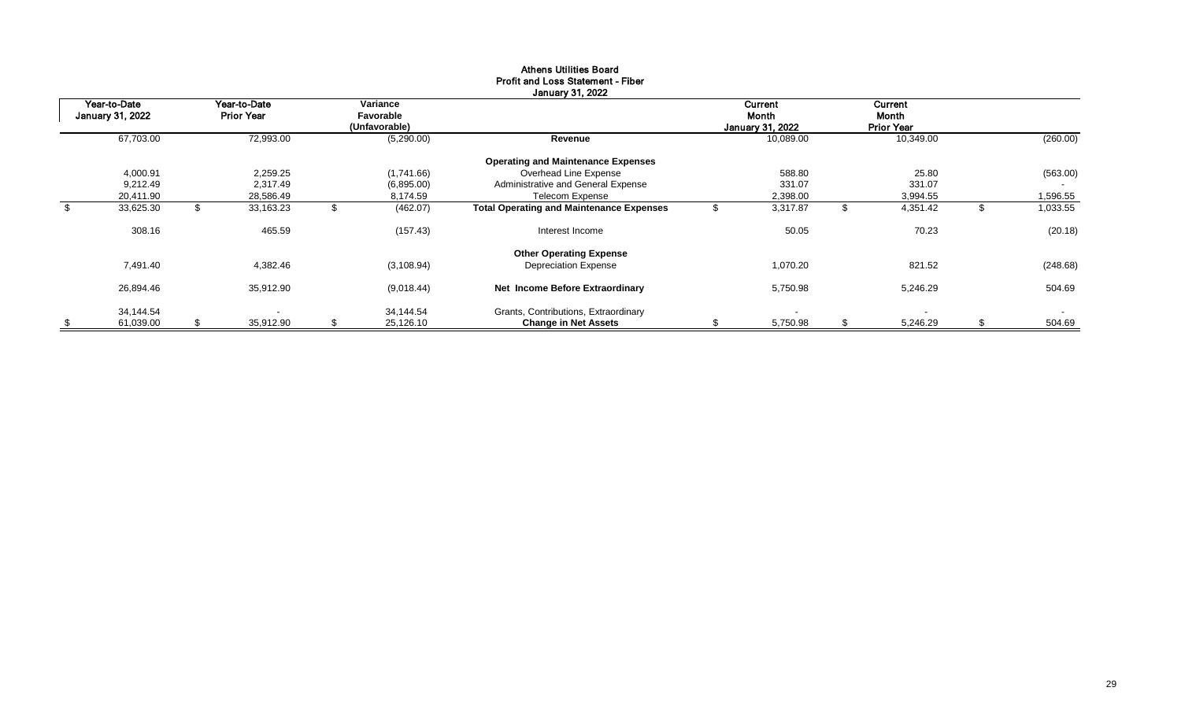# Athens Utilities Board

## Profit and Loss Statement - Fiber

### January 31, 2022

| Year-to-Date January 31, 2022 | Year-to-Date Prior Year | Variance Favorable (Unfavorable) | | Current Month January 31, 2022 | Current Month Prior Year | |
|---|---|---|---|---|---|---|
| 67,703.00 | 72,993.00 | (5,290.00) | **Revenue** | 10,089.00 | 10,349.00 | (260.00) |
| | | | **Operating and Maintenance Expenses** | | | |
| 4,000.91 | 2,259.25 | (1,741.66) | Overhead Line Expense | 588.80 | 25.80 | (563.00) |
| 9,212.49 | 2,317.49 | (6,895.00) | Administrative and General Expense | 331.07 | 331.07 | - |
| 20,411.90 | 28,586.49 | 8,174.59 | Telecom Expense | 2,398.00 | 3,994.55 | 1,596.55 |
| $ 33,625.30 | $ 33,163.23 | $ (462.07) | **Total Operating and Maintenance Expenses** | $ 3,317.87 | $ 4,351.42 | $ 1,033.55 |
| 308.16 | 465.59 | (157.43) | Interest Income | 50.05 | 70.23 | (20.18) |
| | | | **Other Operating Expense** | | | |
| 7,491.40 | 4,382.46 | (3,108.94) | Depreciation Expense | 1,070.20 | 821.52 | (248.68) |
| 26,894.46 | 35,912.90 | (9,018.44) | **Net Income Before Extraordinary** | 5,750.98 | 5,246.29 | 504.69 |
| 34,144.54 | - | 34,144.54 | Grants, Contributions, Extraordinary | - | - | - |
| $ 61,039.00 | $ 35,912.90 | $ 25,126.10 | **Change in Net Assets** | $ 5,750.98 | $ 5,246.29 | $ 504.69 |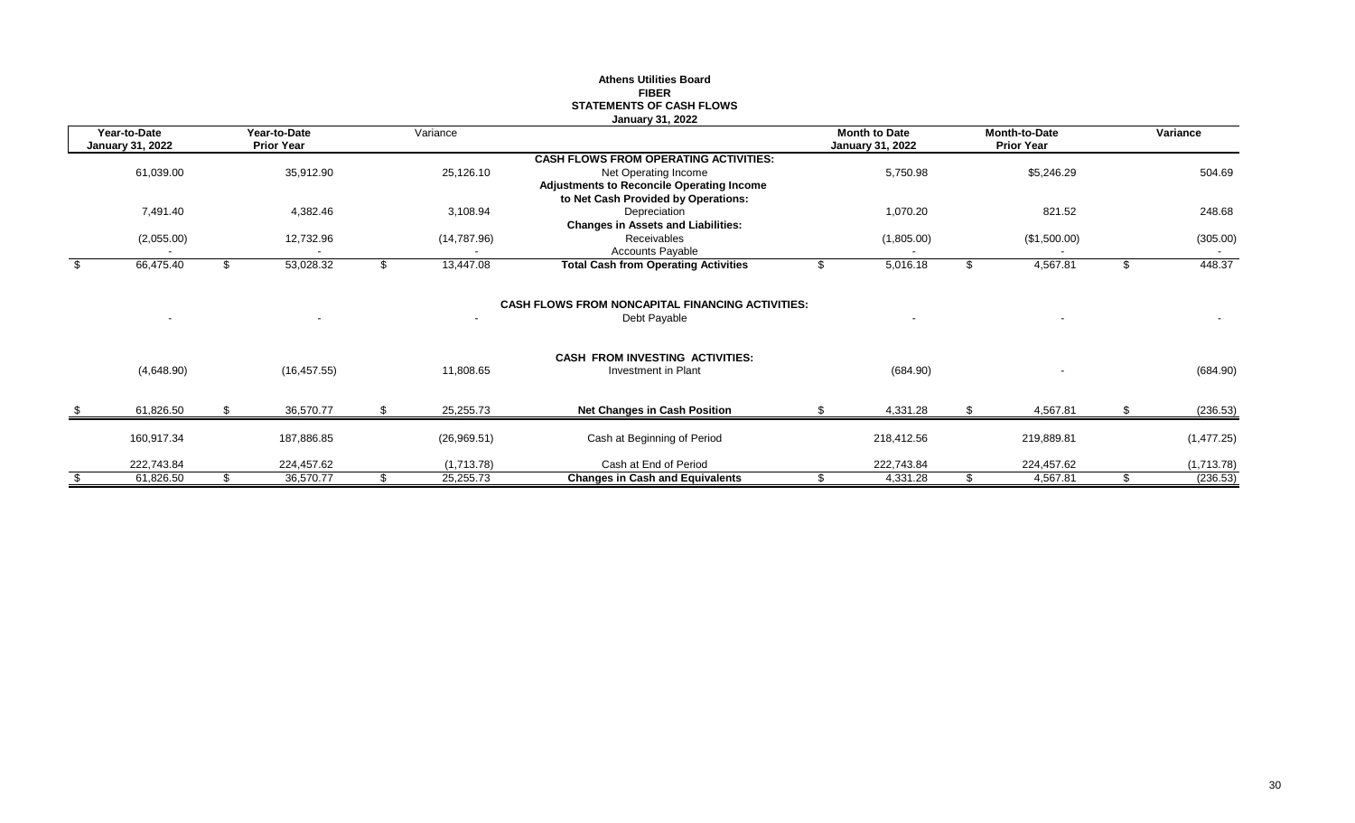**Athens Utilities Board**
**FIBER**
**STATEMENTS OF CASH FLOWS**
**January 31, 2022**

| Year-to-Date January 31, 2022 | Year-to-Date Prior Year | Variance | | Month to Date January 31, 2022 | Month-to-Date Prior Year | Variance |
|---|---|---|---|---|---|---|
| | | | **CASH FLOWS FROM OPERATING ACTIVITIES:** | | | |
| 61,039.00 | 35,912.90 | 25,126.10 | Net Operating Income | 5,750.98 | $5,246.29 | 504.69 |
| | | | **Adjustments to Reconcile Operating Income to Net Cash Provided by Operations:** | | | |
| 7,491.40 | 4,382.46 | 3,108.94 | Depreciation | 1,070.20 | 821.52 | 248.68 |
| | | | **Changes in Assets and Liabilities:** | | | |
| (2,055.00) | 12,732.96 | (14,787.96) | Receivables | (1,805.00) | ($1,500.00) | (305.00) |
| - | - | - | Accounts Payable | - | - | - |
| $ 66,475.40 | $ 53,028.32 | $ 13,447.08 | **Total Cash from Operating Activities** | $ 5,016.18 | $ 4,567.81 | $ 448.37 |
| | | | **CASH FLOWS FROM NONCAPITAL FINANCING ACTIVITIES:** | | | |
| - | - | - | Debt Payable | - | - | - |
| | | | **CASH FROM INVESTING ACTIVITIES:** | | | |
| (4,648.90) | (16,457.55) | 11,808.65 | Investment in Plant | (684.90) | - | (684.90) |
| $ 61,826.50 | $ 36,570.77 | $ 25,255.73 | **Net Changes in Cash Position** | $ 4,331.28 | $ 4,567.81 | $ (236.53) |
| 160,917.34 | 187,886.85 | (26,969.51) | Cash at Beginning of Period | 218,412.56 | 219,889.81 | (1,477.25) |
| 222,743.84 | 224,457.62 | (1,713.78) | Cash at End of Period | 222,743.84 | 224,457.62 | (1,713.78) |
| $ 61,826.50 | $ 36,570.77 | $ 25,255.73 | **Changes in Cash and Equivalents** | $ 4,331.28 | $ 4,567.81 | $ (236.53) |